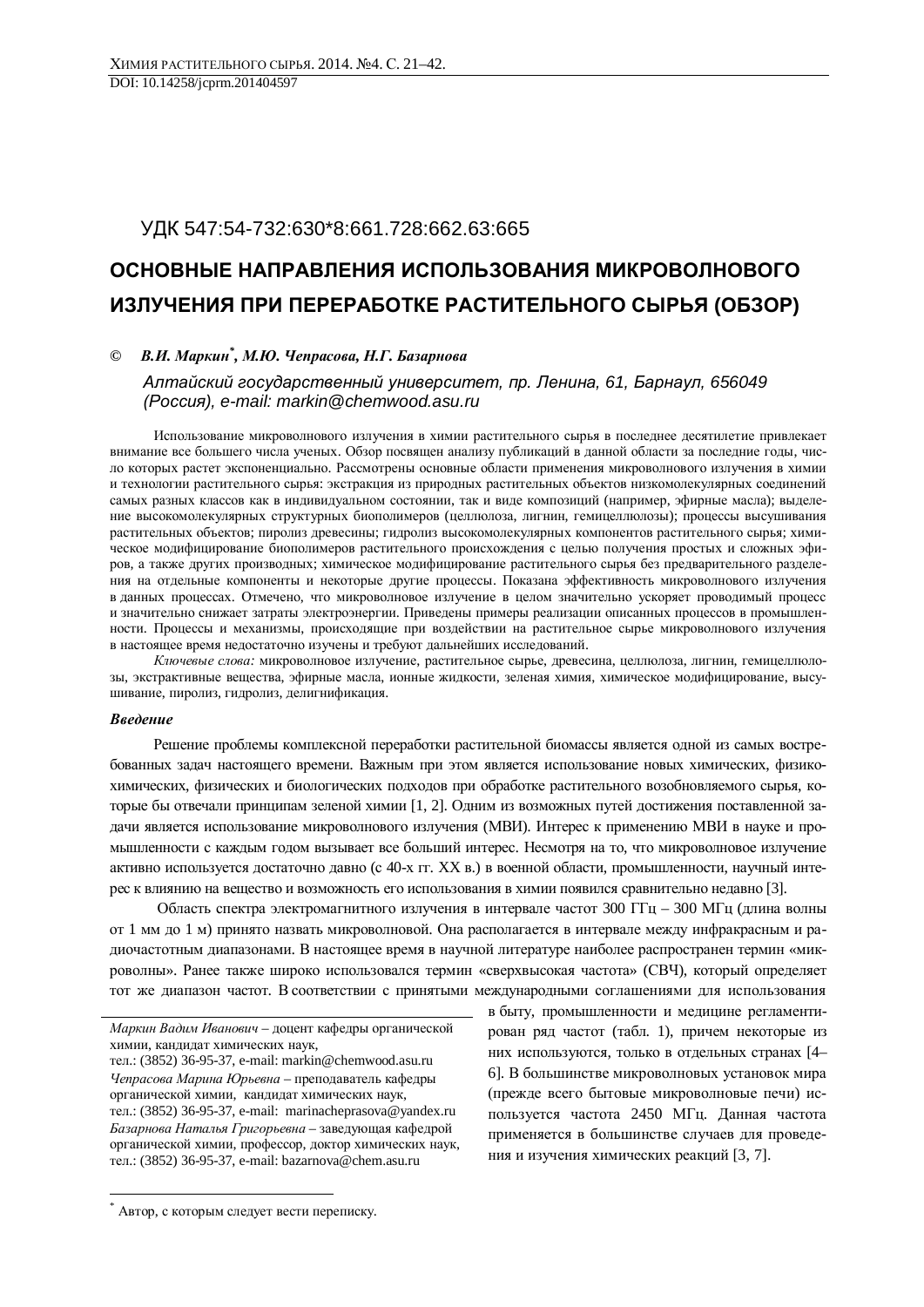УДК 547:54-732:630*8:661.728:662.63:665

# ОСНОВНЫЕ НАПРАВЛЕНИЯ ИСПОЛЬЗОВАНИЯ МИКРОВОЛНОВОГО ИЗЛУЧЕНИЯ ПРИ ПЕРЕРАБОТКЕ РАСТИТЕЛЬНОГО СЫРЬЯ (ОБЗОР)

© ***В.И. Маркин*** [*]***, М.Ю. Чепрасова, Н.Г. Базарнова***

*Алтайский государственный университет, пр. Ленина, 61, Барнаул, 656049 (Россия), e-mail: markin@chemwood.asu.ru*

Использование микроволнового излучения в химии растительного сырья в последнее десятилетие привлекает внимание все большего числа ученых. Обзор посвящен анализу публикаций в данной области за последние годы, число которых растет экспоненциально. Рассмотрены основные области применения микроволнового излучения в химии и технологии растительного сырья: экстракция из природных растительных объектов низкомолекулярных соединений самых разных классов как в индивидуальном состоянии, так и виде композиций (например, эфирные масла); выделение высокомолекулярных структурных биополимеров (целлюлоза, лигнин, гемицеллюлозы); процессы высушивания растительных объектов; пиролиз древесины; гидролиз высокомолекулярных компонентов растительного сырья; химическое модифицирование биополимеров растительного происхождения с целью получения простых и сложных эфиров, а также других производных; химическое модифицирование растительного сырья без предварительного разделения на отдельные компоненты и некоторые другие процессы. Показана эффективность микроволнового излучения в данных процессах. Отмечено, что микроволновое излучение в целом значительно ускоряет проводимый процесс и значительно снижает затраты электроэнергии. Приведены примеры реализации описанных процессов в промышленности. Процессы и механизмы, происходящие при воздействии на растительное сырье микроволнового излучения в настоящее время недостаточно изучены и требуют дальнейших исследований.

*Ключевые слова:* микроволновое излучение, растительное сырье, древесина, целлюлоза, лигнин, гемицеллюлозы, экстрактивные вещества, эфирные масла, ионные жидкости, зеленая химия, химическое модифицирование, высушивание, пиролиз, гидролиз, делигнификация.

***Введение***

Решение проблемы комплексной переработки растительной биомассы является одной из самых востребованных задач настоящего времени. Важным при этом является использование новых химических, физико-химических, физических и биологических подходов при обработке растительного возобновляемого сырья, которые бы отвечали принципам зеленой химии [1, 2]. Одним из возможных путей достижения поставленной задачи является использование микроволнового излучения (МВИ). Интерес к применению МВИ в науке и промышленности с каждым годом вызывает все больший интерес. Несмотря на то, что микроволновое излучение активно используется достаточно давно (с 40-х гг. XX в.) в военной области, промышленности, научный интерес к влиянию на вещество и возможность его использования в химии появился сравнительно недавно [3].

Область спектра электромагнитного излучения в интервале частот 300 ГГц – 300 МГц (длина волны от 1 мм до 1 м) принято назвать микроволновой. Она располагается в интервале между инфракрасным и радиочастотным диапазонами. В настоящее время в научной литературе наиболее распространен термин «микроволны». Ранее также широко использовался термин «сверхвысокая частота» (СВЧ), который определяет тот же диапазон частот. В соответствии с принятыми международными соглашениями для использования в быту, промышленности и медицине регламентирован ряд частот (табл. 1), причем некоторые из них используются, только в отдельных странах [4–6]. В большинстве микроволновых установок мира (прежде всего бытовые микроволновые печи) используется частота 2450 МГц. Данная частота применяется в большинстве случаев для проведения и изучения химических реакций [3, 7].

*Маркин Вадим Иванович* – доцент кафедры органической химии, кандидат химических наук, тел.: (3852) 36-95-37, e-mail: markin@chemwood.asu.ru
*Чепрасова Марина Юрьевна* – преподаватель кафедры органической химии, кандидат химических наук, тел.: (3852) 36-95-37, e-mail: marinacheprasova@yandex.ru
*Базарнова Наталья Григорьевна* – заведующая кафедрой органической химии, профессор, доктор химических наук, тел.: (3852) 36-95-37, e-mail: bazarnova@chem.asu.ru

[*] Автор, с которым следует вести переписку.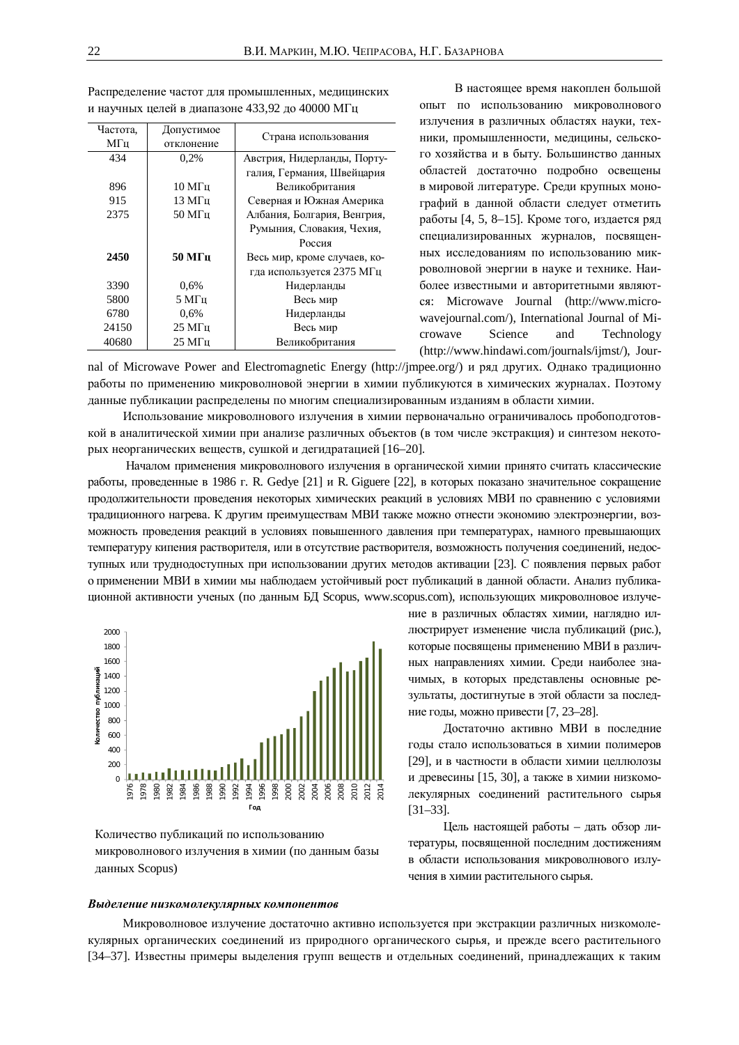Распределение частот для промышленных, медицинских и научных целей в диапазоне 433,92 до 40000 МГц

| Частота, МГц | Допустимое отклонение | Страна использования |
|---|---|---|
| 434 | 0,2% | Австрия, Нидерланды, Португалия, Германия, Швейцария |
| 896 | 10 МГц | Великобритания |
| 915 | 13 МГц | Северная и Южная Америка |
| 2375 | 50 МГц | Албания, Болгария, Венгрия, Румыния, Словакия, Чехия, Россия |
| **2450** | **50 МГц** | Весь мир, кроме случаев, когда используется 2375 МГц |
| 3390 | 0,6% | Нидерланды |
| 5800 | 5 МГц | Весь мир |
| 6780 | 0,6% | Нидерланды |
| 24150 | 25 МГц | Весь мир |
| 40680 | 25 МГц | Великобритания |

В настоящее время накоплен большой опыт по использованию микроволнового излучения в различных областях науки, техники, промышленности, медицины, сельского хозяйства и в быту. Большинство данных областей достаточно подробно освещены в мировой литературе. Среди крупных монографий в данной области следует отметить работы [4, 5, 8–15]. Кроме того, издается ряд специализированных журналов, посвященных исследованиям по использованию микроволновой энергии в науке и технике. Наиболее известными и авторитетными являются: Microwave Journal (http://www.microwavejournal.com/), International Journal of Microwave Science and Technology (http://www.hindawi.com/journals/ijmst/), Journal of Microwave Power and Electromagnetic Energy (http://jmpee.org/) и ряд других. Однако традиционно работы по применению микроволновой энергии в химии публикуются в химических журналах. Поэтому данные публикации распределены по многим специализированным изданиям в области химии.

Использование микроволнового излучения в химии первоначально ограничивалось пробоподготовкой в аналитической химии при анализе различных объектов (в том числе экстракция) и синтезом некоторых неорганических веществ, сушкой и дегидратацией [16–20].

Началом применения микроволнового излучения в органической химии принято считать классические работы, проведенные в 1986 г. R. Gedye [21] и R. Giguere [22], в которых показано значительное сокращение продолжительности проведения некоторых химических реакций в условиях МВИ по сравнению с условиями традиционного нагрева. К другим преимуществам МВИ также можно отнести экономию электроэнергии, возможность проведения реакций в условиях повышенного давления при температурах, намного превышающих температуру кипения растворителя, или в отсутствие растворителя, возможность получения соединений, недоступных или труднодоступных при использовании других методов активации [23]. С появления первых работ о применении МВИ в химии мы наблюдаем устойчивый рост публикаций в данной области. Анализ публикационной активности ученых (по данным БД Scopus, www.scopus.com), использующих микроволновое излучение в различных областях химии, наглядно иллюстрирует изменение числа публикаций (рис.), которые посвящены применению МВИ в различных направлениях химии. Среди наиболее значимых, в которых представлены основные результаты, достигнутые в этой области за последние годы, можно привести [7, 23–28].

Количество публикаций по использованию микроволнового излучения в химии (по данным базы данных Scopus)

Достаточно активно МВИ в последние годы стало использоваться в химии полимеров [29], и в частности в области химии целлюлозы и древесины [15, 30], а также в химии низкомолекулярных соединений растительного сырья [31–33].

Цель настоящей работы – дать обзор литературы, посвященной последним достижениям в области использования микроволнового излучения в химии растительного сырья.

***Выделение низкомолекулярных компонентов***

Микроволновое излучение достаточно активно используется при экстракции различных низкомолекулярных органических соединений из природного органического сырья, и прежде всего растительного [34–37]. Известны примеры выделения групп веществ и отдельных соединений, принадлежащих к таким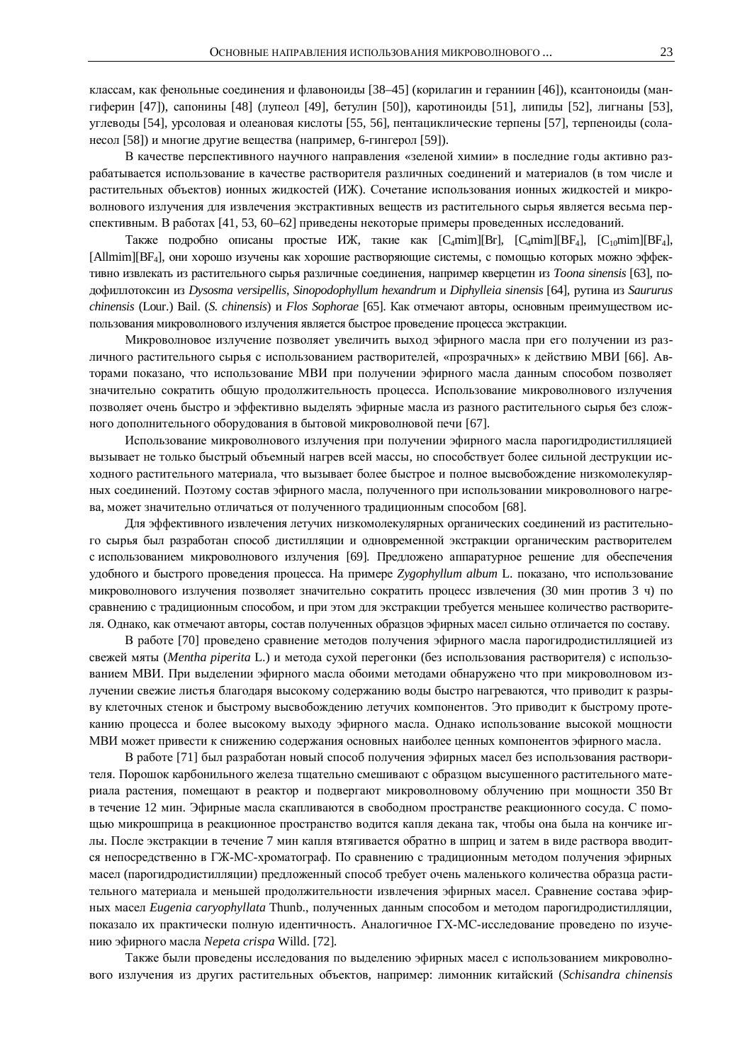классам, как фенольные соединения и флавоноиды [38–45] (корилагин и гераниин [46]), ксантоноиды (мангиферин [47]), сапонины [48] (лупеол [49], бетулин [50]), каротиноиды [51], липиды [52], лигнаны [53], углеводы [54], урсоловая и олеановая кислоты [55, 56], пентациклические терпены [57], терпеноиды (соланесол [58]) и многие другие вещества (например, 6-гингерол [59]).

В качестве перспективного научного направления «зеленой химии» в последние годы активно разрабатывается использование в качестве растворителя различных соединений и материалов (в том числе и растительных объектов) ионных жидкостей (ИЖ). Сочетание использования ионных жидкостей и микроволнового излучения для извлечения экстрактивных веществ из растительного сырья является весьма перспективным. В работах [41, 53, 60–62] приведены некоторые примеры проведенных исследований.

Также подробно описаны простые ИЖ, такие как $[C_4mim][Br]$, $[C_4mim][BF_4]$, $[C_{10}mim][BF_4]$, $[Allmim][BF_4]$, они хорошо изучены как хорошие растворяющие системы, с помощью которых можно эффективно извлекать из растительного сырья различные соединения, например кверцетин из *Toona sinensis* [63], подофиллотоксин из *Dysosma versipellis*, *Sinopodophyllum hexandrum* и *Diphylleia sinensis* [64], рутина из *Saururus chinensis* (Lour.) Bail. (*S. chinensis*) и *Flos Sophorae* [65]. Как отмечают авторы, основным преимуществом использования микроволнового излучения является быстрое проведение процесса экстракции.

Микроволновое излучение позволяет увеличить выход эфирного масла при его получении из различного растительного сырья с использованием растворителей, «прозрачных» к действию МВИ [66]. Авторами показано, что использование МВИ при получении эфирного масла данным способом позволяет значительно сократить общую продолжительность процесса. Использование микроволнового излучения позволяет очень быстро и эффективно выделять эфирные масла из разного растительного сырья без сложного дополнительного оборудования в бытовой микроволновой печи [67].

Использование микроволнового излучения при получении эфирного масла парогидродистилляцией вызывает не только быстрый объемный нагрев всей массы, но способствует более сильной деструкции исходного растительного материала, что вызывает более быстрое и полное высвобождение низкомолекулярных соединений. Поэтому состав эфирного масла, полученного при использовании микроволнового нагрева, может значительно отличаться от полученного традиционным способом [68].

Для эффективного извлечения летучих низкомолекулярных органических соединений из растительного сырья был разработан способ дистилляции и одновременной экстракции органическим растворителем с использованием микроволнового излучения [69]. Предложено аппаратурное решение для обеспечения удобного и быстрого проведения процесса. На примере *Zygophyllum album* L. показано, что использование микроволнового излучения позволяет значительно сократить процесс извлечения (30 мин против 3 ч) по сравнению с традиционным способом, и при этом для экстракции требуется меньшее количество растворителя. Однако, как отмечают авторы, состав полученных образцов эфирных масел сильно отличается по составу.

В работе [70] проведено сравнение методов получения эфирного масла парогидродистилляцией из свежей мяты (*Mentha piperita* L.) и метода сухой перегонки (без использования растворителя) с использованием МВИ. При выделении эфирного масла обоими методами обнаружено что при микроволновом излучении свежие листья благодаря высокому содержанию воды быстро нагреваются, что приводит к разрыву клеточных стенок и быстрому высвобождению летучих компонентов. Это приводит к быстрому протеканию процесса и более высокому выходу эфирного масла. Однако использование высокой мощности МВИ может привести к снижению содержания основных наиболее ценных компонентов эфирного масла.

В работе [71] был разработан новый способ получения эфирных масел без использования растворителя. Порошок карбонильного железа тщательно смешивают с образцом высушенного растительного материала растения, помещают в реактор и подвергают микроволновому облучению при мощности 350 Вт в течение 12 мин. Эфирные масла скапливаются в свободном пространстве реакционного сосуда. С помощью микрошприца в реакционное пространство водится капля декана так, чтобы она была на кончике иглы. После экстракции в течение 7 мин капля втягивается обратно в шприц и затем в виде раствора вводится непосредственно в ГЖ-МС-хроматограф. По сравнению с традиционным методом получения эфирных масел (парогидродистилляции) предложенный способ требует очень маленького количества образца растительного материала и меньшей продолжительности извлечения эфирных масел. Сравнение состава эфирных масел *Eugenia caryophyllata* Thunb., полученных данным способом и методом парогидродистилляции, показало их практически полную идентичность. Аналогичное ГХ-МС-исследование проведено по изучению эфирного масла *Nepeta crispa* Willd. [72].

Также были проведены исследования по выделению эфирных масел с использованием микроволнового излучения из других растительных объектов, например: лимонник китайский (*Schisandra chinensis*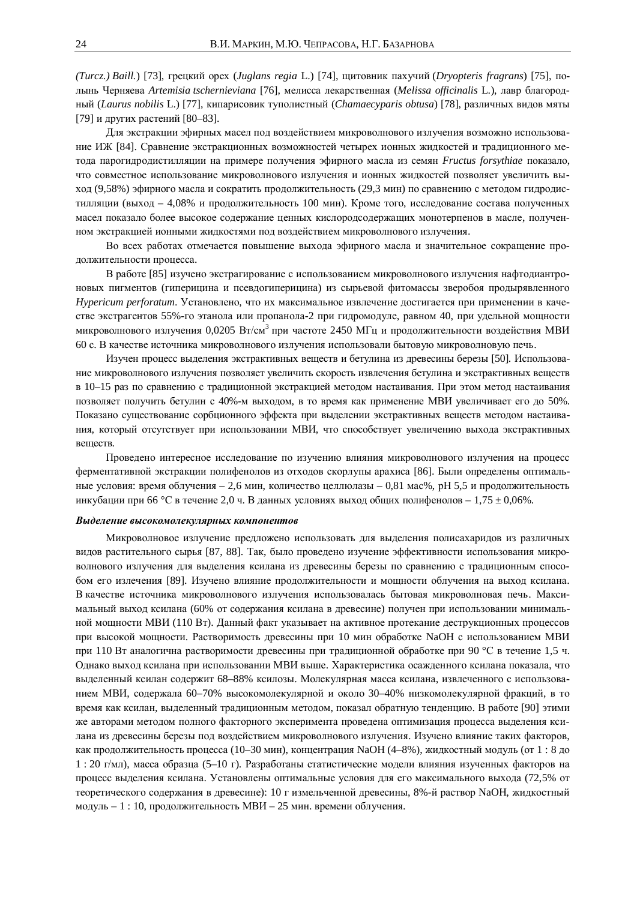*(Turcz.) Baill.*) [73], грецкий орех (*Juglans regia* L.) [74], щитовник пахучий (*Dryopteris fragrans*) [75], полынь Черняева *Artemisia tschernieviana* [76], мелисса лекарственная (*Melissa officinalis* L.), лавр благородный (*Laurus nobilis* L.) [77], кипарисовик туполистный (*Chamaecyparis obtusa*) [78], различных видов мяты [79] и других растений [80–83].

Для экстракции эфирных масел под воздействием микроволнового излучения возможно использование ИЖ [84]. Сравнение экстракционных возможностей четырех ионных жидкостей и традиционного метода парогидродистилляции на примере получения эфирного масла из семян *Fructus forsythiae* показало, что совместное использование микроволнового излучения и ионных жидкостей позволяет увеличить выход (9,58%) эфирного масла и сократить продолжительность (29,3 мин) по сравнению с методом гидродистилляции (выход – 4,08% и продолжительность 100 мин). Кроме того, исследование состава полученных масел показало более высокое содержание ценных кислородсодержащих монотерпенов в масле, полученном экстракцией ионными жидкостями под воздействием микроволнового излучения.

Во всех работах отмечается повышение выхода эфирного масла и значительное сокращение продолжительности процесса.

В работе [85] изучено экстрагирование с использованием микроволнового излучения нафтодиантроновых пигментов (гиперицина и псевдогиперицина) из сырьевой фитомассы зверобоя продырявленного *Hypericum perforatum*. Установлено, что их максимальное извлечение достигается при применении в качестве экстрагентов 55%-го этанола или пропанола-2 при гидромодуле, равном 40, при удельной мощности микроволнового излучения 0,0205 Вт/см$^3$ при частоте 2450 МГц и продолжительности воздействия МВИ 60 с. В качестве источника микроволнового излучения использовали бытовую микроволновую печь.

Изучен процесс выделения экстрактивных веществ и бетулина из древесины березы [50]. Использование микроволнового излучения позволяет увеличить скорость извлечения бетулина и экстрактивных веществ в 10–15 раз по сравнению с традиционной экстракцией методом настаивания. При этом метод настаивания позволяет получить бетулин с 40%-м выходом, в то время как применение МВИ увеличивает его до 50%. Показано существование сорбционного эффекта при выделении экстрактивных веществ методом настаивания, который отсутствует при использовании МВИ, что способствует увеличению выхода экстрактивных веществ.

Проведено интересное исследование по изучению влияния микроволнового излучения на процесс ферментативной экстракции полифенолов из отходов скорлупы арахиса [86]. Были определены оптимальные условия: время облучения – 2,6 мин, количество целлюлазы – 0,81 мас%, pH 5,5 и продолжительность инкубации при 66 °C в течение 2,0 ч. В данных условиях выход общих полифенолов – 1,75 ± 0,06%.

***Выделение высокомолекулярных компонентов***

Микроволновое излучение предложено использовать для выделения полисахаридов из различных видов растительного сырья [87, 88]. Так, было проведено изучение эффективности использования микроволнового излучения для выделения ксилана из древесины березы по сравнению с традиционным способом его излечения [89]. Изучено влияние продолжительности и мощности облучения на выход ксилана. В качестве источника микроволнового излучения использовалась бытовая микроволновая печь. Максимальный выход ксилана (60% от содержания ксилана в древесине) получен при использовании минимальной мощности МВИ (110 Вт). Данный факт указывает на активное протекание деструкционных процессов при высокой мощности. Растворимость древесины при 10 мин обработке NaOH с использованием МВИ при 110 Вт аналогична растворимости древесины при традиционной обработке при 90 °C в течение 1,5 ч. Однако выход ксилана при использовании МВИ выше. Характеристика осажденного ксилана показала, что выделенный ксилан содержит 68–88% ксилозы. Молекулярная масса ксилана, извлеченного с использованием МВИ, содержала 60–70% высокомолекулярной и около 30–40% низкомолекулярной фракций, в то время как ксилан, выделенный традиционным методом, показал обратную тенденцию. В работе [90] этими же авторами методом полного факторного эксперимента проведена оптимизация процесса выделения ксилана из древесины березы под воздействием микроволнового излучения. Изучено влияние таких факторов, как продолжительность процесса (10–30 мин), концентрация NaOH (4–8%), жидкостный модуль (от 1 : 8 до 1 : 20 г/мл), масса образца (5–10 г). Разработаны статистические модели влияния изученных факторов на процесс выделения ксилана. Установлены оптимальные условия для его максимального выхода (72,5% от теоретического содержания в древесине): 10 г измельченной древесины, 8%-й раствор NaOH, жидкостный модуль – 1 : 10, продолжительность МВИ – 25 мин. времени облучения.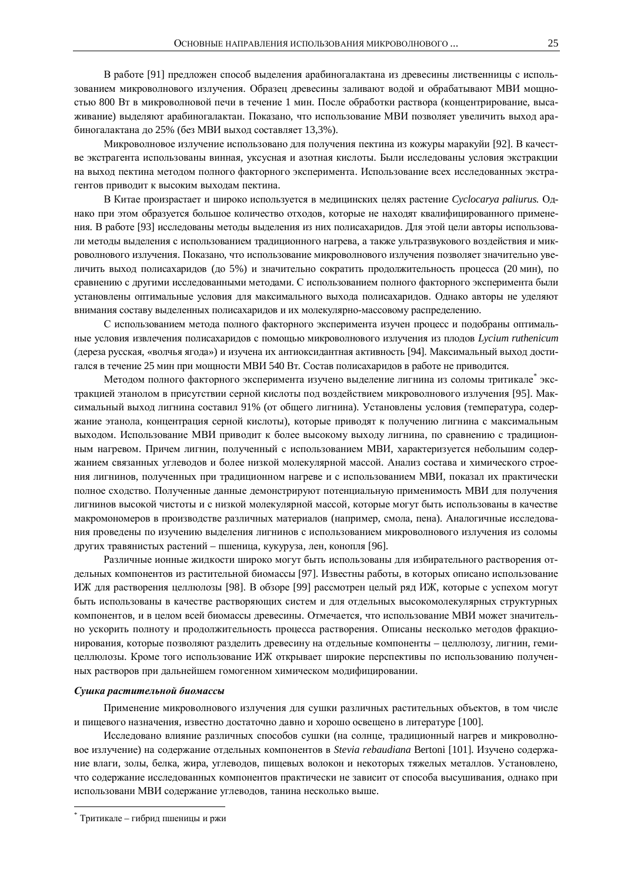В работе [91] предложен способ выделения арабиногалактана из древесины лиственницы с использованием микроволнового излучения. Образец древесины заливают водой и обрабатывают МВИ мощностью 800 Вт в микроволновой печи в течение 1 мин. После обработки раствора (концентрирование, высаживание) выделяют арабиногалактан. Показано, что использование МВИ позволяет увеличить выход арабиногалактана до 25% (без МВИ выход составляет 13,3%).

Микроволновое излучение использовано для получения пектина из кожуры маракуйи [92]. В качестве экстрагента использованы винная, уксусная и азотная кислоты. Были исследованы условия экстракции на выход пектина методом полного факторного эксперимента. Использование всех исследованных экстрагентов приводит к высоким выходам пектина.

В Китае произрастает и широко используется в медицинских целях растение *Cyclocarya paliurus.* Однако при этом образуется большое количество отходов, которые не находят квалифицированного применения. В работе [93] исследованы методы выделения из них полисахаридов. Для этой цели авторы использовали методы выделения с использованием традиционного нагрева, а также ультразвукового воздействия и микроволнового излучения. Показано, что использование микроволнового излучения позволяет значительно увеличить выход полисахаридов (до 5%) и значительно сократить продолжительность процесса (20 мин), по сравнению с другими исследованными методами. С использованием полного факторного эксперимента были установлены оптимальные условия для максимального выхода полисахаридов. Однако авторы не уделяют внимания составу выделенных полисахаридов и их молекулярно-массовому распределению.

С использованием метода полного факторного эксперимента изучен процесс и подобраны оптимальные условия извлечения полисахаридов с помощью микроволнового излучения из плодов *Lycium ruthenicum* (дереза русская, «волчья ягода») и изучена их антиоксидантная активность [94]. Максимальный выход достигался в течение 25 мин при мощности МВИ 540 Вт. Состав полисахаридов в работе не приводится.

Методом полного факторного эксперимента изучено выделение лигнина из соломы тритикале* экстракцией этанолом в присутствии серной кислоты под воздействием микроволнового излучения [95]. Максимальный выход лигнина составил 91% (от общего лигнина). Установлены условия (температура, содержание этанола, концентрация серной кислоты), которые приводят к получению лигнина с максимальным выходом. Использование МВИ приводит к более высокому выходу лигнина, по сравнению с традиционным нагревом. Причем лигнин, полученный с использованием МВИ, характеризуется небольшим содержанием связанных углеводов и более низкой молекулярной массой. Анализ состава и химического строения лигнинов, полученных при традиционном нагреве и с использованием МВИ, показал их практически полное сходство. Полученные данные демонстрируют потенциальную применимость МВИ для получения лигнинов высокой чистоты и с низкой молекулярной массой, которые могут быть использованы в качестве макромономеров в производстве различных материалов (например, смола, пена). Аналогичные исследования проведены по изучению выделения лигнинов с использованием микроволнового излучения из соломы других травянистых растений – пшеница, кукуруза, лен, конопля [96].

Различные ионные жидкости широко могут быть использованы для избирательного растворения отдельных компонентов из растительной биомассы [97]. Известны работы, в которых описано использование ИЖ для растворения целлюлозы [98]. В обзоре [99] рассмотрен целый ряд ИЖ, которые с успехом могут быть использованы в качестве растворяющих систем и для отдельных высокомолекулярных структурных компонентов, и в целом всей биомассы древесины. Отмечается, что использование МВИ может значительно ускорить полноту и продолжительность процесса растворения. Описаны несколько методов фракционирования, которые позволяют разделить древесину на отдельные компоненты – целлюлозу, лигнин, гемицеллюлозы. Кроме того использование ИЖ открывает широкие перспективы по использованию полученных растворов при дальнейшем гомогенном химическом модифицировании.

***Сушка растительной биомассы***

Применение микроволнового излучения для сушки различных растительных объектов, в том числе и пищевого назначения, известно достаточно давно и хорошо освещено в литературе [100].

Исследовано влияние различных способов сушки (на солнце, традиционный нагрев и микроволновое излучение) на содержание отдельных компонентов в *Stevia rebaudiana* Bertoni [101]. Изучено содержание влаги, золы, белка, жира, углеводов, пищевых волокон и некоторых тяжелых металлов. Установлено, что содержание исследованных компонентов практически не зависит от способа высушивания, однако при использовани МВИ содержание углеводов, танина несколько выше.

---

* Тритикале – гибрид пшеницы и ржи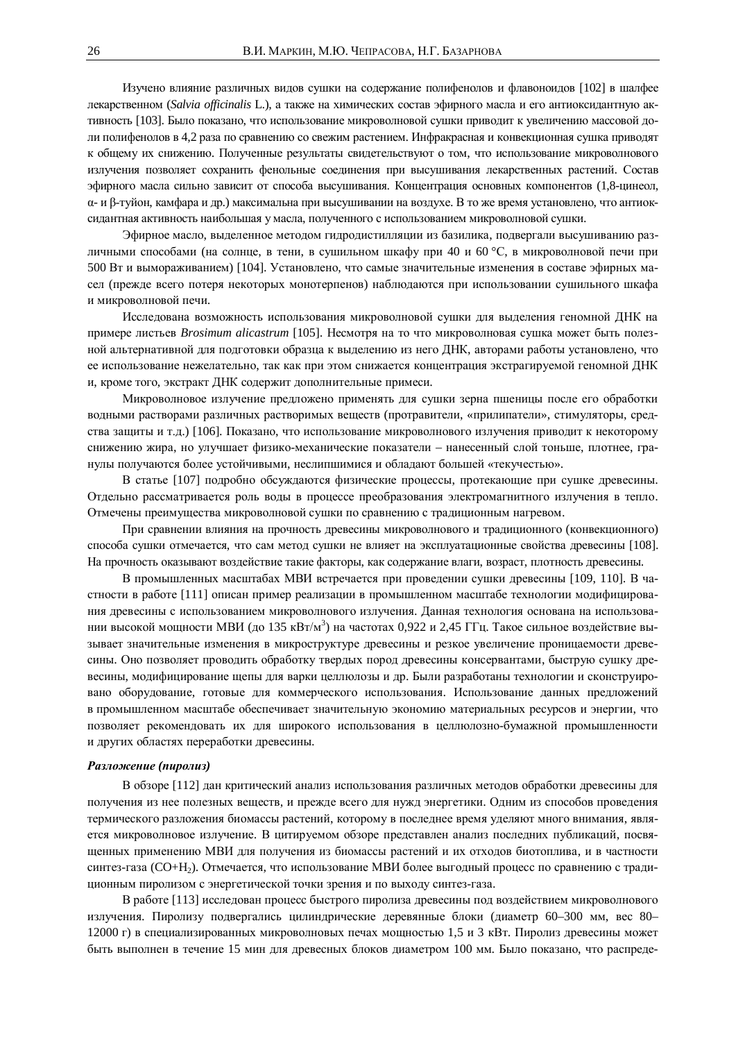Изучено влияние различных видов сушки на содержание полифенолов и флавоноидов [102] в шалфее лекарственном (*Salvia officinalis* L.), а также на химических состав эфирного масла и его антиоксидантную активность [103]. Было показано, что использование микроволновой сушки приводит к увеличению массовой доли полифенолов в 4,2 раза по сравнению со свежим растением. Инфракрасная и конвекционная сушка приводят к общему их снижению. Полученные результаты свидетельствуют о том, что использование микроволнового излучения позволяет сохранить фенольные соединения при высушивания лекарственных растений. Состав эфирного масла сильно зависит от способа высушивания. Концентрация основных компонентов (1,8-цинеол, α- и β-туйон, камфара и др.) максимальна при высушивании на воздухе. В то же время установлено, что антиоксидантная активность наибольшая у масла, полученного с использованием микроволновой сушки.

Эфирное масло, выделенное методом гидродистилляции из базилика, подвергали высушиванию различными способами (на солнце, в тени, в сушильном шкафу при 40 и 60 °C, в микроволновой печи при 500 Вт и вымораживанием) [104]. Установлено, что самые значительные изменения в составе эфирных масел (прежде всего потеря некоторых монотерпенов) наблюдаются при использовании сушильного шкафа и микроволновой печи.

Исследована возможность использования микроволновой сушки для выделения геномной ДНК на примере листьев *Brosimum alicastrum* [105]. Несмотря на то что микроволновая сушка может быть полезной альтернативной для подготовки образца к выделению из него ДНК, авторами работы установлено, что ее использование нежелательно, так как при этом снижается концентрация экстрагируемой геномной ДНК и, кроме того, экстракт ДНК содержит дополнительные примеси.

Микроволновое излучение предложено применять для сушки зерна пшеницы после его обработки водными растворами различных растворимых веществ (протравители, «прилипатели», стимуляторы, средства защиты и т.д.) [106]. Показано, что использование микроволнового излучения приводит к некоторому снижению жира, но улучшает физико-механические показатели – нанесенный слой тоньше, плотнее, гранулы получаются более устойчивыми, неслипшимися и обладают большей «текучестью».

В статье [107] подробно обсуждаются физические процессы, протекающие при сушке древесины. Отдельно рассматривается роль воды в процессе преобразования электромагнитного излучения в тепло. Отмечены преимущества микроволновой сушки по сравнению с традиционным нагревом.

При сравнении влияния на прочность древесины микроволнового и традиционного (конвекционного) способа сушки отмечается, что сам метод сушки не влияет на эксплуатационные свойства древесины [108]. На прочность оказывают воздействие такие факторы, как содержание влаги, возраст, плотность древесины.

В промышленных масштабах МВИ встречается при проведении сушки древесины [109, 110]. В частности в работе [111] описан пример реализации в промышленном масштабе технологии модифицирования древесины с использованием микроволнового излучения. Данная технология основана на использовании высокой мощности МВИ (до 135 кВт/м$^3$) на частотах 0,922 и 2,45 ГГц. Такое сильное воздействие вызывает значительные изменения в микроструктуре древесины и резкое увеличение проницаемости древесины. Оно позволяет проводить обработку твердых пород древесины консервантами, быструю сушку древесины, модифицирование щепы для варки целлюлозы и др. Были разработаны технологии и сконструировано оборудование, готовые для коммерческого использования. Использование данных предложений в промышленном масштабе обеспечивает значительную экономию материальных ресурсов и энергии, что позволяет рекомендовать их для широкого использования в целлюлозно-бумажной промышленности и других областях переработки древесины.

***Разложение (пиролиз)***

В обзоре [112] дан критический анализ использования различных методов обработки древесины для получения из нее полезных веществ, и прежде всего для нужд энергетики. Одним из способов проведения термического разложения биомассы растений, которому в последнее время уделяют много внимания, является микроволновое излучение. В цитируемом обзоре представлен анализ последних публикаций, посвященных применению МВИ для получения из биомассы растений и их отходов биотоплива, и в частности синтез-газа ($CO+H_2$). Отмечается, что использование МВИ более выгодный процесс по сравнению с традиционным пиролизом с энергетической точки зрения и по выходу синтез-газа.

В работе [113] исследован процесс быстрого пиролиза древесины под воздействием микроволнового излучения. Пиролизу подвергались цилиндрические деревянные блоки (диаметр 60–300 мм, вес 80–12000 г) в специализированных микроволновых печах мощностью 1,5 и 3 кВт. Пиролиз древесины может быть выполнен в течение 15 мин для древесных блоков диаметром 100 мм. Было показано, что распреде-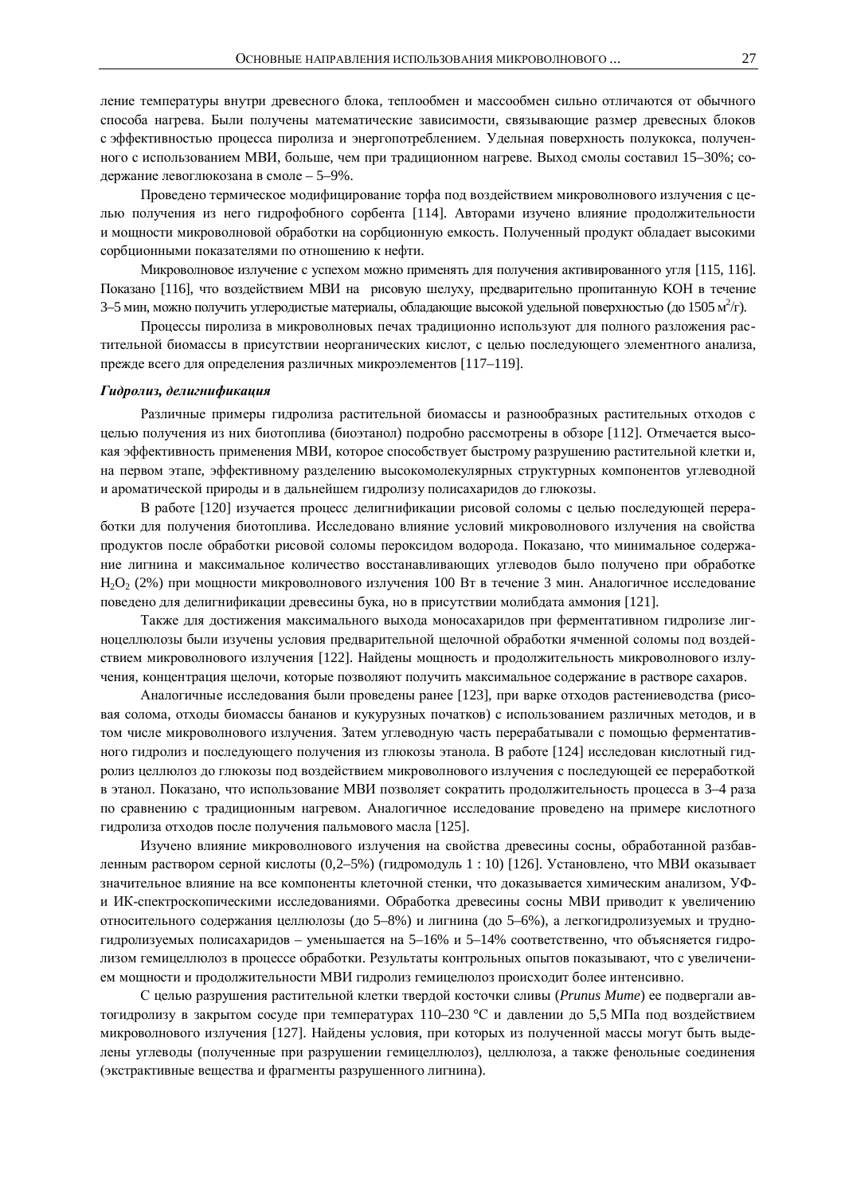ление температуры внутри древесного блока, теплообмен и массообмен сильно отличаются от обычного способа нагрева. Были получены математические зависимости, связывающие размер древесных блоков с эффективностью процесса пиролиза и энергопотреблением. Удельная поверхность полукокса, полученного с использованием МВИ, больше, чем при традиционном нагреве. Выход смолы составил 15–30%; содержание левоглюкозана в смоле – 5–9%.

Проведено термическое модифицирование торфа под воздействием микроволнового излучения с целью получения из него гидрофобного сорбента [114]. Авторами изучено влияние продолжительности и мощности микроволновой обработки на сорбционную емкость. Полученный продукт обладает высокими сорбционными показателями по отношению к нефти.

Микроволновое излучение с успехом можно применять для получения активированного угля [115, 116]. Показано [116], что воздействием МВИ на рисовую шелуху, предварительно пропитанную KOH в течение 3–5 мин, можно получить углеродистые материалы, обладающие высокой удельной поверхностью (до 1505 $м^2$/г).

Процессы пиролиза в микроволновых печах традиционно используют для полного разложения растительной биомассы в присутствии неорганических кислот, с целью последующего элементного анализа, прежде всего для определения различных микроэлементов [117–119].

***Гидролиз, делигнификация***

Различные примеры гидролиза растительной биомассы и разнообразных растительных отходов с целью получения из них биотоплива (биоэтанол) подробно рассмотрены в обзоре [112]. Отмечается высокая эффективность применения МВИ, которое способствует быстрому разрушению растительной клетки и, на первом этапе, эффективному разделению высокомолекулярных структурных компонентов углеводной и ароматической природы и в дальнейшем гидролизу полисахаридов до глюкозы.

В работе [120] изучается процесс делигнификации рисовой соломы с целью последующей переработки для получения биотоплива. Исследовано влияние условий микроволнового излучения на свойства продуктов после обработки рисовой соломы пероксидом водорода. Показано, что минимальное содержание лигнина и максимальное количество восстанавливающих углеводов было получено при обработке $H_2O_2$ (2%) при мощности микроволнового излучения 100 Вт в течение 3 мин. Аналогичное исследование поведено для делигнификации древесины бука, но в присутствии молибдата аммония [121].

Также для достижения максимального выхода моносахаридов при ферментативном гидролизе лигноцеллюлозы были изучены условия предварительной щелочной обработки ячменной соломы под воздействием микроволнового излучения [122]. Найдены мощность и продолжительность микроволнового излучения, концентрация щелочи, которые позволяют получить максимальное содержание в растворе сахаров.

Аналогичные исследования были проведены ранее [123], при варке отходов растениеводства (рисовая солома, отходы биомассы бананов и кукурузных початков) с использованием различных методов, и в том числе микроволнового излучения. Затем углеводную часть перерабатывали с помощью ферментативного гидролиз и последующего получения из глюкозы этанола. В работе [124] исследован кислотный гидролиз целлюлоз до глюкозы под воздействием микроволнового излучения с последующей ее переработкой в этанол. Показано, что использование МВИ позволяет сократить продолжительность процесса в 3–4 раза по сравнению с традиционным нагревом. Аналогичное исследование проведено на примере кислотного гидролиза отходов после получения пальмового масла [125].

Изучено влияние микроволнового излучения на свойства древесины сосны, обработанной разбавленным раствором серной кислоты (0,2–5%) (гидромодуль 1 : 10) [126]. Установлено, что МВИ оказывает значительное влияние на все компоненты клеточной стенки, что доказывается химическим анализом, УФ- и ИК-спектроскопическими исследованиями. Обработка древесины сосны МВИ приводит к увеличению относительного содержания целлюлозы (до 5–8%) и лигнина (до 5–6%), а легкогидролизуемых и трудногидролизуемых полисахаридов – уменьшается на 5–16% и 5–14% соответственно, что объясняется гидролизом гемицеллюлоз в процессе обработки. Результаты контрольных опытов показывают, что с увеличением мощности и продолжительности МВИ гидролиз гемицелюлоз происходит более интенсивно.

С целью разрушения растительной клетки твердой косточки сливы (*Prunus Mume*) ее подвергали автогидролизу в закрытом сосуде при температурах 110–230 °С и давлении до 5,5 МПа под воздействием микроволнового излучения [127]. Найдены условия, при которых из полученной массы могут быть выделены углеводы (полученные при разрушении гемицеллюлоз), целлюлоза, а также фенольные соединения (экстрактивные вещества и фрагменты разрушенного лигнина).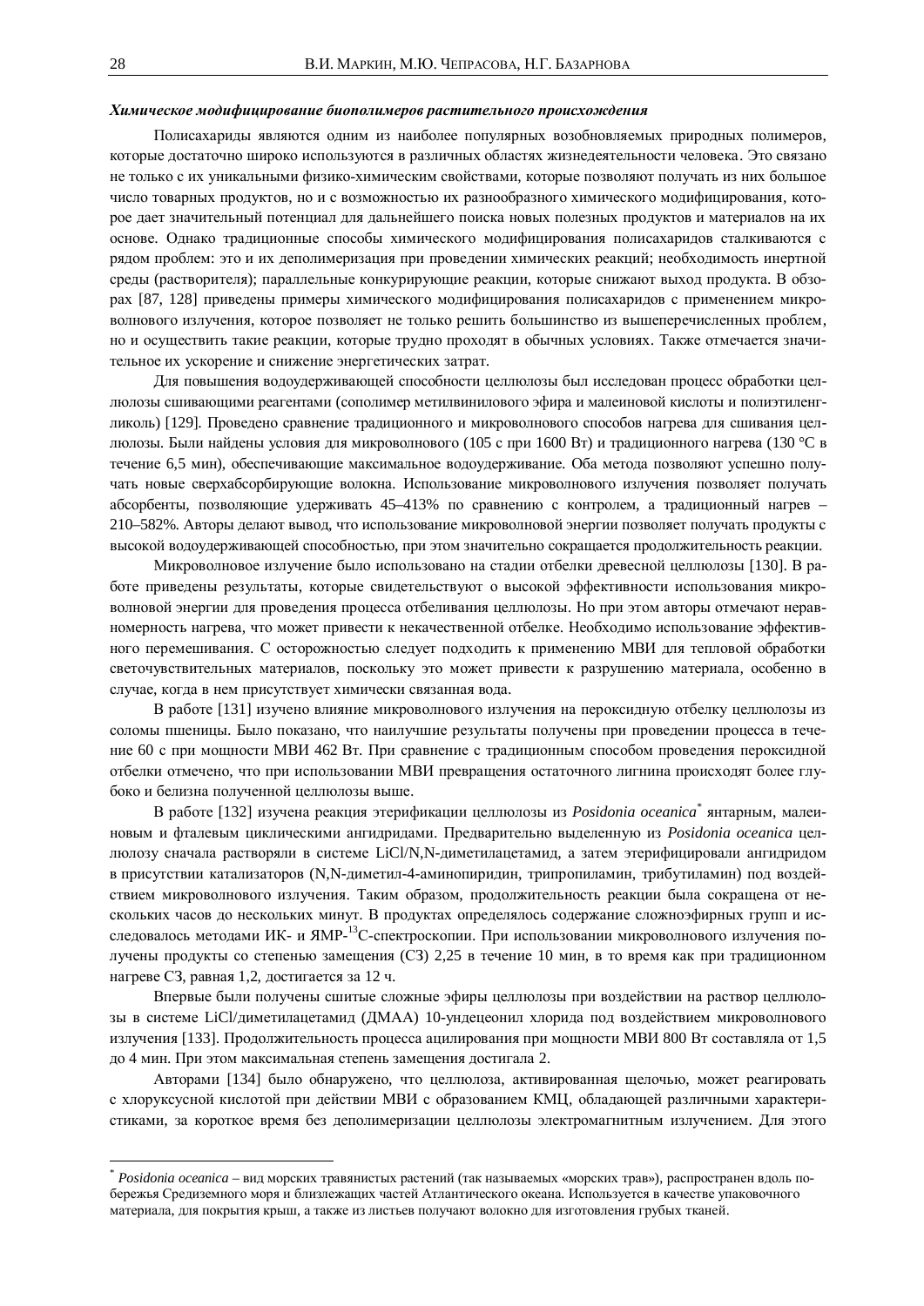***Химическое модифицирование биополимеров растительного происхождения***

Полисахариды являются одним из наиболее популярных возобновляемых природных полимеров, которые достаточно широко используются в различных областях жизнедеятельности человека. Это связано не только с их уникальными физико-химическим свойствами, которые позволяют получать из них большое число товарных продуктов, но и с возможностью их разнообразного химического модифицирования, которое дает значительный потенциал для дальнейшего поиска новых полезных продуктов и материалов на их основе. Однако традиционные способы химического модифицирования полисахаридов сталкиваются с рядом проблем: это и их деполимеризация при проведении химических реакций; необходимость инертной среды (растворителя); параллельные конкурирующие реакции, которые снижают выход продукта. В обзорах [87, 128] приведены примеры химического модифицирования полисахаридов с применением микроволнового излучения, которое позволяет не только решить большинство из вышеперечисленных проблем, но и осуществить такие реакции, которые трудно проходят в обычных условиях. Также отмечается значительное их ускорение и снижение энергетических затрат.

Для повышения водоудерживающей способности целлюлозы был исследован процесс обработки целлюлозы сшивающими реагентами (сополимер метилвинилового эфира и малеиновой кислоты и полиэтиленгликоль) [129]. Проведено сравнение традиционного и микроволнового способов нагрева для сшивания целлюлозы. Были найдены условия для микроволнового (105 с при 1600 Вт) и традиционного нагрева (130 °С в течение 6,5 мин), обеспечивающие максимальное водоудерживание. Оба метода позволяют успешно получать новые сверхабсорбирующие волокна. Использование микроволнового излучения позволяет получать абсорбенты, позволяющие удерживать 45–413% по сравнению с контролем, а традиционный нагрев – 210–582%. Авторы делают вывод, что использование микроволновой энергии позволяет получать продукты с высокой водоудерживающей способностью, при этом значительно сокращается продолжительность реакции.

Микроволновое излучение было использовано на стадии отбелки древесной целлюлозы [130]. В работе приведены результаты, которые свидетельствуют о высокой эффективности использования микроволновой энергии для проведения процесса отбеливания целлюлозы. Но при этом авторы отмечают неравномерность нагрева, что может привести к некачественной отбелке. Необходимо использование эффективного перемешивания. С осторожностью следует подходить к применению МВИ для тепловой обработки светочувствительных материалов, поскольку это может привести к разрушению материала, особенно в случае, когда в нем присутствует химически связанная вода.

В работе [131] изучено влияние микроволнового излучения на пероксидную отбелку целлюлозы из соломы пшеницы. Было показано, что наилучшие результаты получены при проведении процесса в течение 60 с при мощности МВИ 462 Вт. При сравнение с традиционным способом проведения пероксидной отбелки отмечено, что при использовании МВИ превращения остаточного лигнина происходят более глубоко и белизна полученной целлюлозы выше.

В работе [132] изучена реакция этерификации целлюлозы из *Posidonia oceanica** янтарным, малеиновым и фталевым циклическими ангидридами. Предварительно выделенную из *Posidonia oceanica* целлюлозу сначала растворяли в системе LiCl/N,N-диметилацетамид, а затем этерифицировали ангидридом в присутствии катализаторов (N,N-диметил-4-аминопиридин, трипропиламин, трибутиламин) под воздействием микроволнового излучения. Таким образом, продолжительность реакции была сокращена от нескольких часов до нескольких минут. В продуктах определялось содержание сложноэфирных групп и исследовалось методами ИК- и ЯМР-$^{13}$C-спектроскопии. При использовании микроволнового излучения получены продукты со степенью замещения (СЗ) 2,25 в течение 10 мин, в то время как при традиционном нагреве СЗ, равная 1,2, достигается за 12 ч.

Впервые были получены сшитые сложные эфиры целлюлозы при воздействии на раствор целлюлозы в системе LiCl/диметилацетамид (ДМАА) 10-ундецеонил хлорида под воздействием микроволнового излучения [133]. Продолжительность процесса ацилирования при мощности МВИ 800 Вт составляла от 1,5 до 4 мин. При этом максимальная степень замещения достигала 2.

Авторами [134] было обнаружено, что целлюлоза, активированная щелочью, может реагировать с хлоруксусной кислотой при действии МВИ с образованием КМЦ, обладающей различными характеристиками, за короткое время без деполимеризации целлюлозы электромагнитным излучением. Для этого

---

\* *Posidonia oceanica* – вид морских травянистых растений (так называемых «морских трав»), распространен вдоль побережья Средиземного моря и близлежащих частей Атлантического океана. Используется в качестве упаковочного материала, для покрытия крыш, а также из листьев получают волокно для изготовления грубых тканей.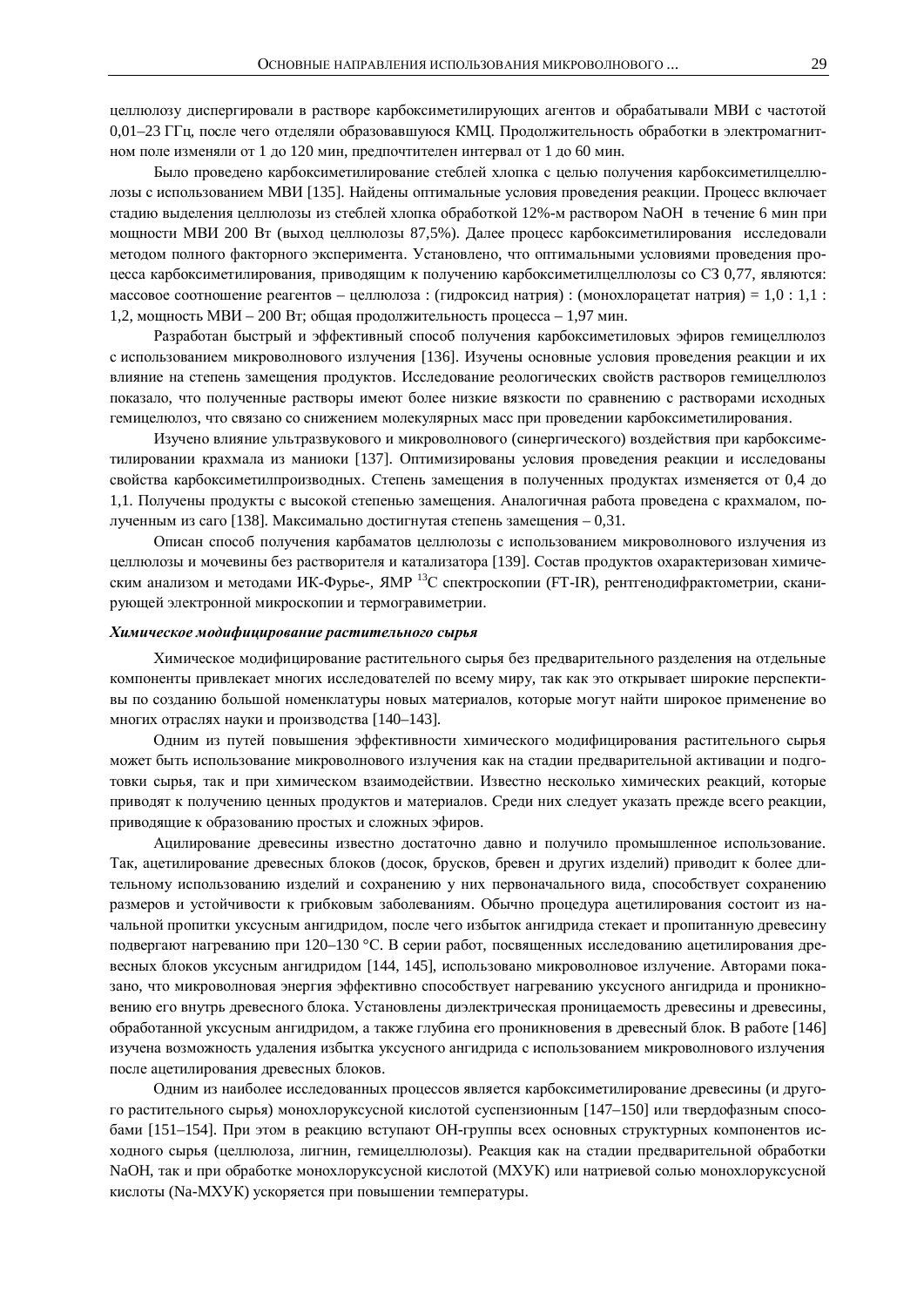целлюлозу диспергировали в растворе карбоксиметилирующих агентов и обрабатывали МВИ с частотой 0,01–23 ГГц, после чего отделяли образовавшуюся КМЦ. Продолжительность обработки в электромагнитном поле изменяли от 1 до 120 мин, предпочтителен интервал от 1 до 60 мин.

Было проведено карбоксиметилирование стеблей хлопка с целью получения карбоксиметилцеллюлозы с использованием МВИ [135]. Найдены оптимальные условия проведения реакции. Процесс включает стадию выделения целлюлозы из стеблей хлопка обработкой 12%-м раствором NaOH в течение 6 мин при мощности МВИ 200 Вт (выход целлюлозы 87,5%). Далее процесс карбоксиметилирования исследовали методом полного факторного эксперимента. Установлено, что оптимальными условиями проведения процесса карбоксиметилирования, приводящим к получению карбоксиметилцеллюлозы со СЗ 0,77, являются: массовое соотношение реагентов – целлюлоза : (гидроксид натрия) : (монохлорацетат натрия) = 1,0 : 1,1 : 1,2, мощность МВИ – 200 Вт; общая продолжительность процесса – 1,97 мин.

Разработан быстрый и эффективный способ получения карбоксиметиловых эфиров гемицеллюлоз с использованием микроволнового излучения [136]. Изучены основные условия проведения реакции и их влияние на степень замещения продуктов. Исследование реологических свойств растворов гемицеллюлоз показало, что полученные растворы имеют более низкие вязкости по сравнению с растворами исходных гемицелюлоз, что связано со снижением молекулярных масс при проведении карбоксиметилирования.

Изучено влияние ультразвукового и микроволнового (синергического) воздействия при карбоксиметилировании крахмала из маниоки [137]. Оптимизированы условия проведения реакции и исследованы свойства карбоксиметилпроизводных. Степень замещения в полученных продуктах изменяется от 0,4 до 1,1. Получены продукты с высокой степенью замещения. Аналогичная работа проведена с крахмалом, полученным из саго [138]. Максимально достигнутая степень замещения – 0,31.

Описан способ получения карбаматов целлюлозы с использованием микроволнового излучения из целлюлозы и мочевины без растворителя и катализатора [139]. Состав продуктов охарактеризован химическим анализом и методами ИК-Фурье-, ЯМР $^{13}C$ спектроскопии (FT-IR), рентгенодифрактометрии, сканирующей электронной микроскопии и термогравиметрии.

***Химическое модифицирование растительного сырья***

Химическое модифицирование растительного сырья без предварительного разделения на отдельные компоненты привлекает многих исследователей по всему миру, так как это открывает широкие перспективы по созданию большой номенклатуры новых материалов, которые могут найти широкое применение во многих отраслях науки и производства [140–143].

Одним из путей повышения эффективности химического модифицирования растительного сырья может быть использование микроволнового излучения как на стадии предварительной активации и подготовки сырья, так и при химическом взаимодействии. Известно несколько химических реакций, которые приводят к получению ценных продуктов и материалов. Среди них следует указать прежде всего реакции, приводящие к образованию простых и сложных эфиров.

Ацилирование древесины известно достаточно давно и получило промышленное использование. Так, ацетилирование древесных блоков (досок, брусков, бревен и других изделий) приводит к более длительному использованию изделий и сохранению у них первоначального вида, способствует сохранению размеров и устойчивости к грибковым заболеваниям. Обычно процедура ацетилирования состоит из начальной пропитки уксусным ангидридом, после чего избыток ангидрида стекает и пропитанную древесину подвергают нагреванию при 120–130 °C. В серии работ, посвященных исследованию ацетилирования древесных блоков уксусным ангидридом [144, 145], использовано микроволновое излучение. Авторами показано, что микроволновая энергия эффективно способствует нагреванию уксусного ангидрида и проникновению его внутрь древесного блока. Установлены диэлектрическая проницаемость древесины и древесины, обработанной уксусным ангидридом, а также глубина его проникновения в древесный блок. В работе [146] изучена возможность удаления избытка уксусного ангидрида с использованием микроволнового излучения после ацетилирования древесных блоков.

Одним из наиболее исследованных процессов является карбоксиметилирование древесины (и другого растительного сырья) монохлоруксусной кислотой суспензионным [147–150] или твердофазным способами [151–154]. При этом в реакцию вступают OH-группы всех основных структурных компонентов исходного сырья (целлюлоза, лигнин, гемицеллюлозы). Реакция как на стадии предварительной обработки NaOH, так и при обработке монохлоруксусной кислотой (МХУК) или натриевой солью монохлоруксусной кислоты (Na-МХУК) ускоряется при повышении температуры.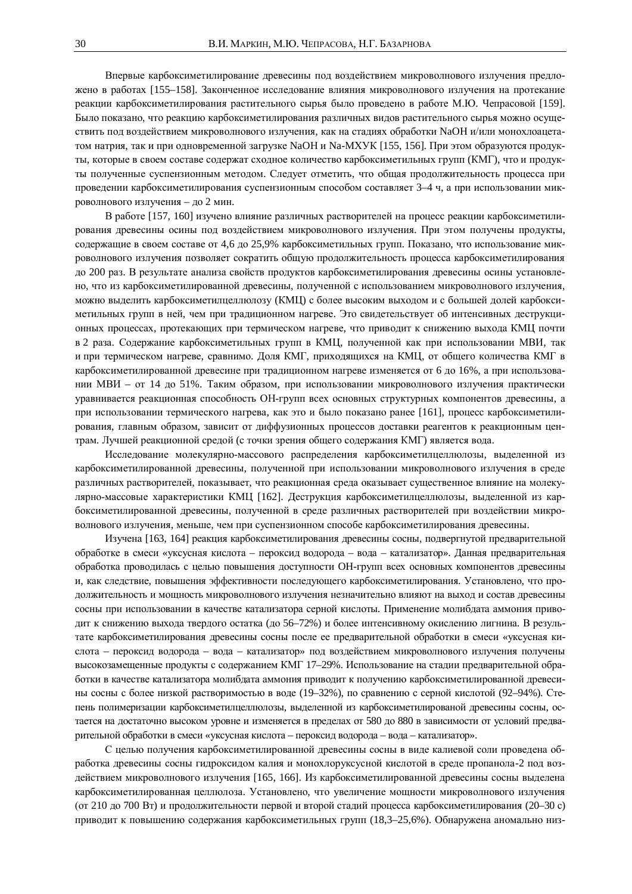Впервые карбоксиметилирование древесины под воздействием микроволнового излучения предложено в работах [155–158]. Законченное исследование влияния микроволнового излучения на протекание реакции карбоксиметилирования растительного сырья было проведено в работе М.Ю. Чепрасовой [159]. Было показано, что реакцию карбоксиметилирования различных видов растительного сырья можно осуществить под воздействием микроволнового излучения, как на стадиях обработки NaOH и/или монохлоацетатом натрия, так и при одновременной загрузке NaOH и Na-МХУК [155, 156]. При этом образуются продукты, которые в своем составе содержат сходное количество карбоксиметильных групп (КМГ), что и продукты полученные суспензионным методом. Следует отметить, что общая продолжительность процесса при проведении карбоксиметилирования суспензионным способом составляет 3–4 ч, а при использовании микроволнового излучения – до 2 мин.

В работе [157, 160] изучено влияние различных растворителей на процесс реакции карбоксиметилирования древесины осины под воздействием микроволнового излучения. При этом получены продукты, содержащие в своем составе от 4,6 до 25,9% карбоксиметильных групп. Показано, что использование микроволнового излучения позволяет сократить общую продолжительность процесса карбоксиметилирования до 200 раз. В результате анализа свойств продуктов карбоксиметилирования древесины осины установлено, что из карбоксиметилированной древесины, полученной с использованием микроволнового излучения, можно выделить карбоксиметилцеллюлозу (КМЦ) с более высоким выходом и с большей долей карбоксиметильных групп в ней, чем при традиционном нагреве. Это свидетельствует об интенсивных деструкционных процессах, протекающих при термическом нагреве, что приводит к снижению выхода КМЦ почти в 2 раза. Содержание карбоксиметильных групп в КМЦ, полученной как при использовании МВИ, так и при термическом нагреве, сравнимо. Доля КМГ, приходящихся на КМЦ, от общего количества КМГ в карбоксиметилированной древесине при традиционном нагреве изменяется от 6 до 16%, а при использовании МВИ – от 14 до 51%. Таким образом, при использовании микроволнового излучения практически уравнивается реакционная способность ОН-групп всех основных структурных компонентов древесины, а при использовании термического нагрева, как это и было показано ранее [161], процесс карбоксиметилирования, главным образом, зависит от диффузионных процессов доставки реагентов к реакционным центрам. Лучшей реакционной средой (с точки зрения общего содержания КМГ) является вода.

Исследование молекулярно-массового распределения карбоксиметилцеллюлозы, выделенной из карбоксиметилированной древесины, полученной при использовании микроволнового излучения в среде различных растворителей, показывает, что реакционная среда оказывает существенное влияние на молекулярно-массовые характеристики КМЦ [162]. Деструкция карбоксиметилцеллюлозы, выделенной из карбоксиметилированной древесины, полученной в среде различных растворителей при воздействии микроволнового излучения, меньше, чем при суспензионном способе карбоксиметилирования древесины.

Изучена [163, 164] реакция карбоксиметилирования древесины сосны, подвергнутой предварительной обработке в смеси «уксусная кислота – пероксид водорода – вода – катализатор». Данная предварительная обработка проводилась с целью повышения доступности ОН-групп всех основных компонентов древесины и, как следствие, повышения эффективности последующего карбоксиметилирования. Установлено, что продолжительность и мощность микроволнового излучения незначительно влияют на выход и состав древесины сосны при использовании в качестве катализатора серной кислоты. Применение молибдата аммония приводит к снижению выхода твердого остатка (до 56–72%) и более интенсивному окислению лигнина. В результате карбоксиметилирования древесины сосны после ее предварительной обработки в смеси «уксусная кислота – пероксид водорода – вода – катализатор» под воздействием микроволнового излучения получены высокозамещенные продукты с содержанием КМГ 17–29%. Использование на стадии предварительной обработки в качестве катализатора молибдата аммония приводит к получению карбоксиметилированной древесины сосны с более низкой растворимостью в воде (19–32%), по сравнению с серной кислотой (92–94%). Степень полимеризации карбоксиметилцеллюлозы, выделенной из карбоксиметилированой древесины сосны, остается на достаточно высоком уровне и изменяется в пределах от 580 до 880 в зависимости от условий предварительной обработки в смеси «уксусная кислота – пероксид водорода – вода – катализатор».

С целью получения карбоксиметилированной древесины сосны в виде калиевой соли проведена обработка древесины сосны гидроксидом калия и монохлоруксусной кислотой в среде пропанола-2 под воздействием микроволнового излучения [165, 166]. Из карбоксиметилированной древесины сосны выделена карбоксиметилированная целлюлоза. Установлено, что увеличение мощности микроволнового излучения (от 210 до 700 Вт) и продолжительности первой и второй стадий процесса карбоксиметилирования (20–30 с) приводит к повышению содержания карбоксиметильных групп (18,3–25,6%). Обнаружена аномально низ-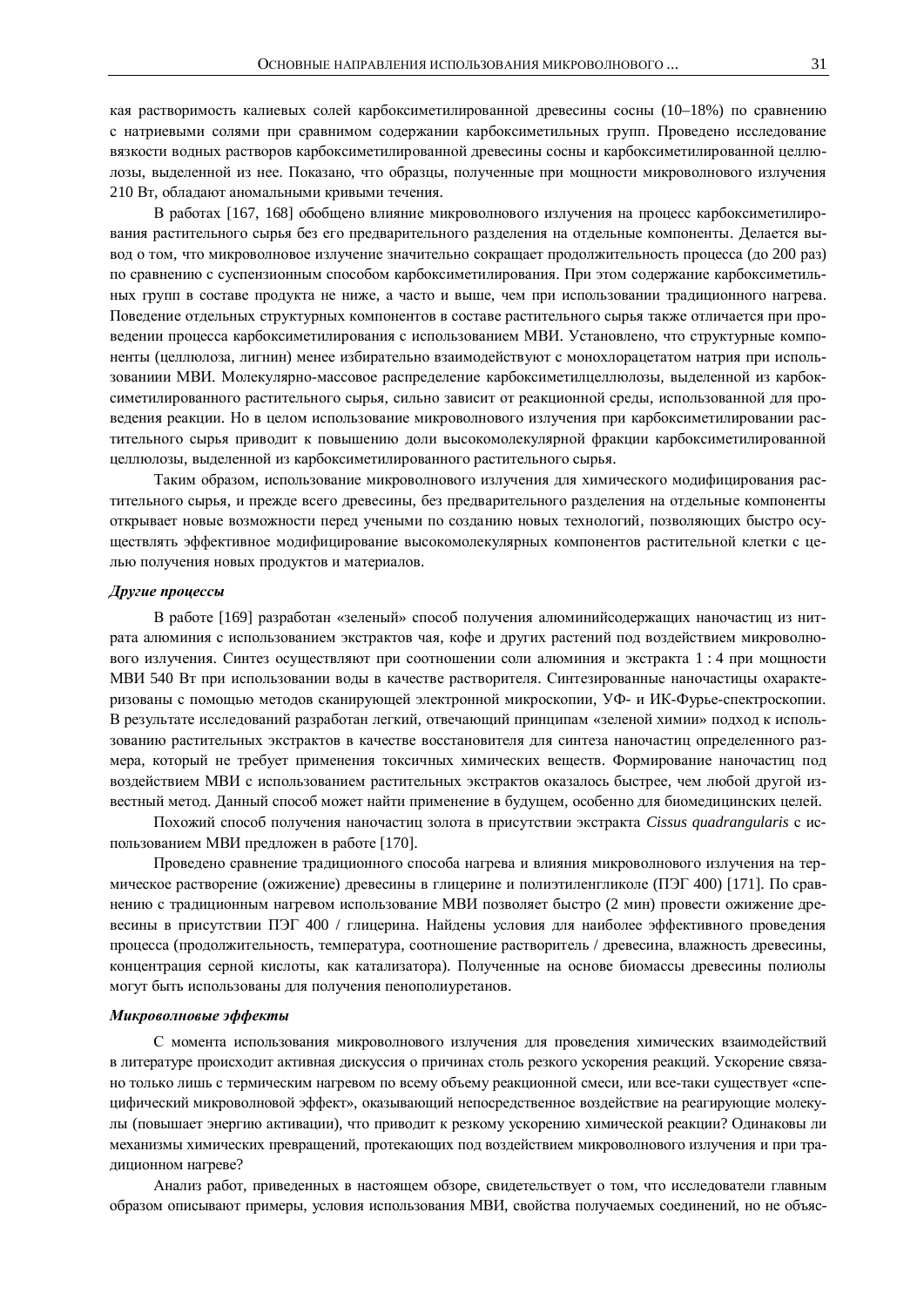кая растворимость калиевых солей карбоксиметилированной древесины сосны (10–18%) по сравнению с натриевыми солями при сравнимом содержании карбоксиметильных групп. Проведено исследование вязкости водных растворов карбоксиметилированной древесины сосны и карбоксиметилированной целлюлозы, выделенной из нее. Показано, что образцы, полученные при мощности микроволнового излучения 210 Вт, обладают аномальными кривыми течения.

В работах [167, 168] обобщено влияние микроволнового излучения на процесс карбоксиметилирования растительного сырья без его предварительного разделения на отдельные компоненты. Делается вывод о том, что микроволновое излучение значительно сокращает продолжительность процесса (до 200 раз) по сравнению с суспензионным способом карбоксиметилирования. При этом содержание карбоксиметильных групп в составе продукта не ниже, а часто и выше, чем при использовании традиционного нагрева. Поведение отдельных структурных компонентов в составе растительного сырья также отличается при проведении процесса карбоксиметилирования с использованием МВИ. Установлено, что структурные компоненты (целлюлоза, лигнин) менее избирательно взаимодействуют с монохлорацетатом натрия при использованиии МВИ. Молекулярно-массовое распределение карбоксиметилцеллюлозы, выделенной из карбоксиметилированного растительного сырья, сильно зависит от реакционной среды, использованной для проведения реакции. Но в целом использование микроволнового излучения при карбоксиметилировании растительного сырья приводит к повышению доли высокомолекулярной фракции карбоксиметилированной целлюлозы, выделенной из карбоксиметилированного растительного сырья.

Таким образом, использование микроволнового излучения для химического модифицирования растительного сырья, и прежде всего древесины, без предварительного разделения на отдельные компоненты открывает новые возможности перед учеными по созданию новых технологий, позволяющих быстро осуществлять эффективное модифицирование высокомолекулярных компонентов растительной клетки с целью получения новых продуктов и материалов.

***Другие процессы***

В работе [169] разработан «зеленый» способ получения алюминийсодержащих наночастиц из нитрата алюминия с использованием экстрактов чая, кофе и других растений под воздействием микроволнового излучения. Синтез осуществляют при соотношении соли алюминия и экстракта 1 : 4 при мощности МВИ 540 Вт при использовании воды в качестве растворителя. Синтезированные наночастицы охарактеризованы с помощью методов сканирующей электронной микроскопии, УФ- и ИК-Фурье-спектроскопии. В результате исследований разработан легкий, отвечающий принципам «зеленой химии» подход к использованию растительных экстрактов в качестве восстановителя для синтеза наночастиц определенного размера, который не требует применения токсичных химических веществ. Формирование наночастиц под воздействием МВИ с использованием растительных экстрактов оказалось быстрее, чем любой другой известный метод. Данный способ может найти применение в будущем, особенно для биомедицинских целей.

Похожий способ получения наночастиц золота в присутствии экстракта *Cissus quadrangularis* с использованием МВИ предложен в работе [170].

Проведено сравнение традиционного способа нагрева и влияния микроволнового излучения на термическое растворение (ожижение) древесины в глицерине и полиэтиленгликоле (ПЭГ 400) [171]. По сравнению с традиционным нагревом использование МВИ позволяет быстро (2 мин) провести ожижение древесины в присутствии ПЭГ 400 / глицерина. Найдены условия для наиболее эффективного проведения процесса (продолжительность, температура, соотношение растворитель / древесина, влажность древесины, концентрация серной кислоты, как катализатора). Полученные на основе биомассы древесины полиолы могут быть использованы для получения пенополиуретанов.

***Микроволновые эффекты***

С момента использования микроволнового излучения для проведения химических взаимодействий в литературе происходит активная дискуссия о причинах столь резкого ускорения реакций. Ускорение связано только лишь с термическим нагревом по всему объему реакционной смеси, или все-таки существует «специфический микроволновой эффект», оказывающий непосредственное воздействие на реагирующие молекулы (повышает энергию активации), что приводит к резкому ускорению химической реакции? Одинаковы ли механизмы химических превращений, протекающих под воздействием микроволнового излучения и при традиционном нагреве?

Анализ работ, приведенных в настоящем обзоре, свидетельствует о том, что исследователи главным образом описывают примеры, условия использования МВИ, свойства получаемых соединений, но не объяс-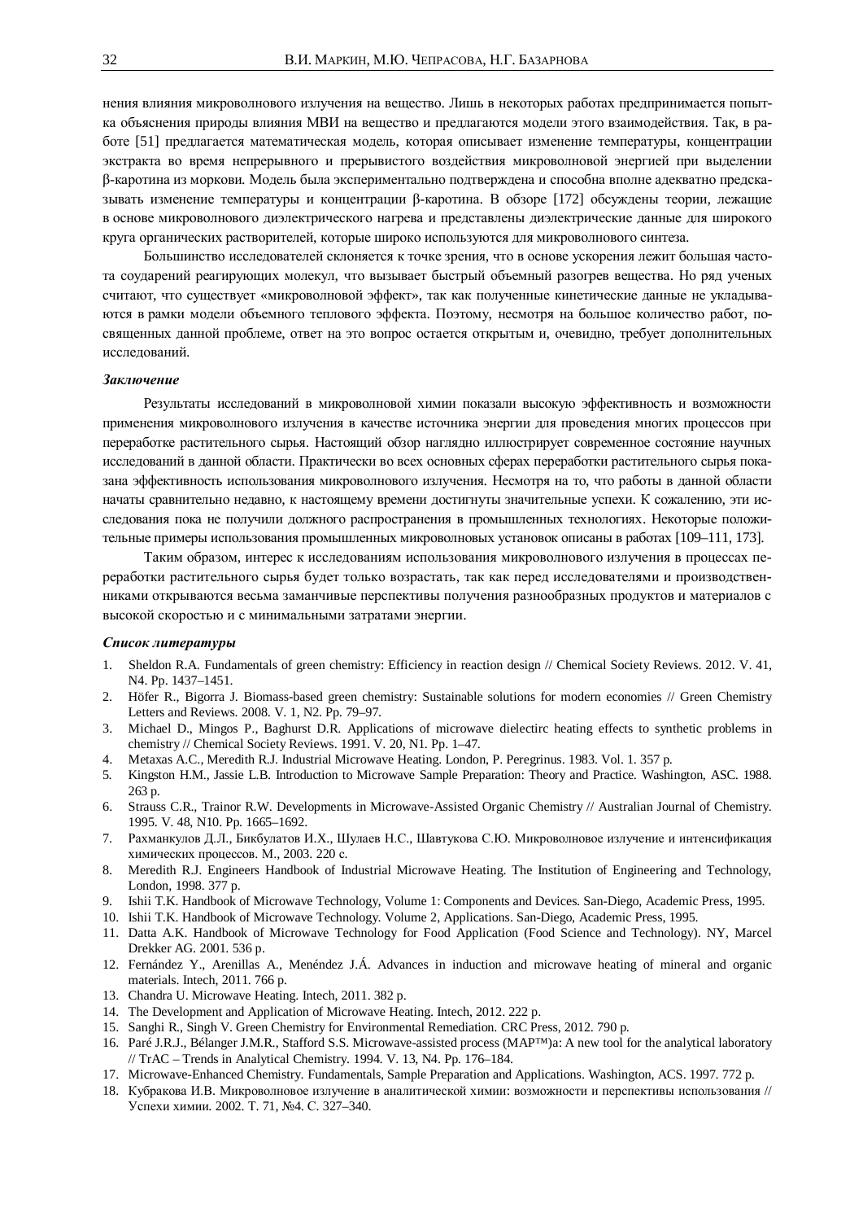нения влияния микроволнового излучения на вещество. Лишь в некоторых работах предпринимается попытка объяснения природы влияния МВИ на вещество и предлагаются модели этого взаимодействия. Так, в работе [51] предлагается математическая модель, которая описывает изменение температуры, концентрации экстракта во время непрерывного и прерывистого воздействия микроволновой энергией при выделении β-каротина из моркови. Модель была экспериментально подтверждена и способна вполне адекватно предсказывать изменение температуры и концентрации β-каротина. В обзоре [172] обсуждены теории, лежащие в основе микроволнового диэлектрического нагрева и представлены диэлектрические данные для широкого круга органических растворителей, которые широко используются для микроволнового синтеза.

Большинство исследователей склоняется к точке зрения, что в основе ускорения лежит большая частота соударений реагирующих молекул, что вызывает быстрый объемный разогрев вещества. Но ряд ученых считают, что существует «микроволновой эффект», так как полученные кинетические данные не укладываются в рамки модели объемного теплового эффекта. Поэтому, несмотря на большое количество работ, посвященных данной проблеме, ответ на это вопрос остается открытым и, очевидно, требует дополнительных исследований.

### *Заключение*

Результаты исследований в микроволновой химии показали высокую эффективность и возможности применения микроволнового излучения в качестве источника энергии для проведения многих процессов при переработке растительного сырья. Настоящий обзор наглядно иллюстрирует современное состояние научных исследований в данной области. Практически во всех основных сферах переработки растительного сырья показана эффективность использования микроволнового излучения. Несмотря на то, что работы в данной области начаты сравнительно недавно, к настоящему времени достигнуты значительные успехи. К сожалению, эти исследования пока не получили должного распространения в промышленных технологиях. Некоторые положительные примеры использования промышленных микроволновых установок описаны в работах [109–111, 173].

Таким образом, интерес к исследованиям использования микроволнового излучения в процессах переработки растительного сырья будет только возрастать, так как перед исследователями и производственниками открываются весьма заманчивые перспективы получения разнообразных продуктов и материалов с высокой скоростью и с минимальными затратами энергии.

### *Список литературы*

1. Sheldon R.A. Fundamentals of green chemistry: Efficiency in reaction design // Chemical Society Reviews. 2012. V. 41, N4. Pp. 1437–1451.
2. Höfer R., Bigorra J. Biomass-based green chemistry: Sustainable solutions for modern economies // Green Chemistry Letters and Reviews. 2008. V. 1, N2. Pp. 79–97.
3. Michael D., Mingos P., Baghurst D.R. Applications of microwave dielectirc heating effects to synthetic problems in chemistry // Chemical Society Reviews. 1991. V. 20, N1. Pp. 1–47.
4. Metaxas A.C., Meredith R.J. Industrial Microwave Heating. London, P. Peregrinus. 1983. Vol. 1. 357 p.
5. Kingston H.M., Jassie L.B. Introduction to Microwave Sample Preparation: Theory and Practice. Washington, ASC. 1988. 263 p.
6. Strauss C.R., Trainor R.W. Developments in Microwave-Assisted Organic Chemistry // Australian Journal of Chemistry. 1995. V. 48, N10. Pp. 1665–1692.
7. Рахманкулов Д.Л., Бикбулатов И.Х., Шулаев Н.С., Шавтукова С.Ю. Микроволновое излучение и интенсификация химических процессов. М., 2003. 220 с.
8. Meredith R.J. Engineers Handbook of Industrial Microwave Heating. The Institution of Engineering and Technology, London, 1998. 377 p.
9. Ishii T.K. Handbook of Microwave Technology, Volume 1: Components and Devices. San-Diego, Academic Press, 1995.
10. Ishii T.K. Handbook of Microwave Technology. Volume 2, Applications. San-Diego, Academic Press, 1995.
11. Datta A.K. Handbook of Microwave Technology for Food Application (Food Science and Technology). NY, Marcel Drekker AG. 2001. 536 p.
12. Fernández Y., Arenillas A., Menéndez J.Á. Advances in induction and microwave heating of mineral and organic materials. Intech, 2011. 766 p.
13. Chandra U. Microwave Heating. Intech, 2011. 382 p.
14. The Development and Application of Microwave Heating. Intech, 2012. 222 p.
15. Sanghi R., Singh V. Green Chemistry for Environmental Remediation. CRC Press, 2012. 790 p.
16. Paré J.R.J., Bélanger J.M.R., Stafford S.S. Microwave-assisted process (MAP™)a: A new tool for the analytical laboratory // TrAC – Trends in Analytical Chemistry. 1994. V. 13, N4. Pp. 176–184.
17. Microwave-Enhanced Chemistry. Fundamentals, Sample Preparation and Applications. Washington, ACS. 1997. 772 p.
18. Кубракова И.В. Микроволновое излучение в аналитической химии: возможности и перспективы использования // Успехи химии. 2002. Т. 71, №4. С. 327–340.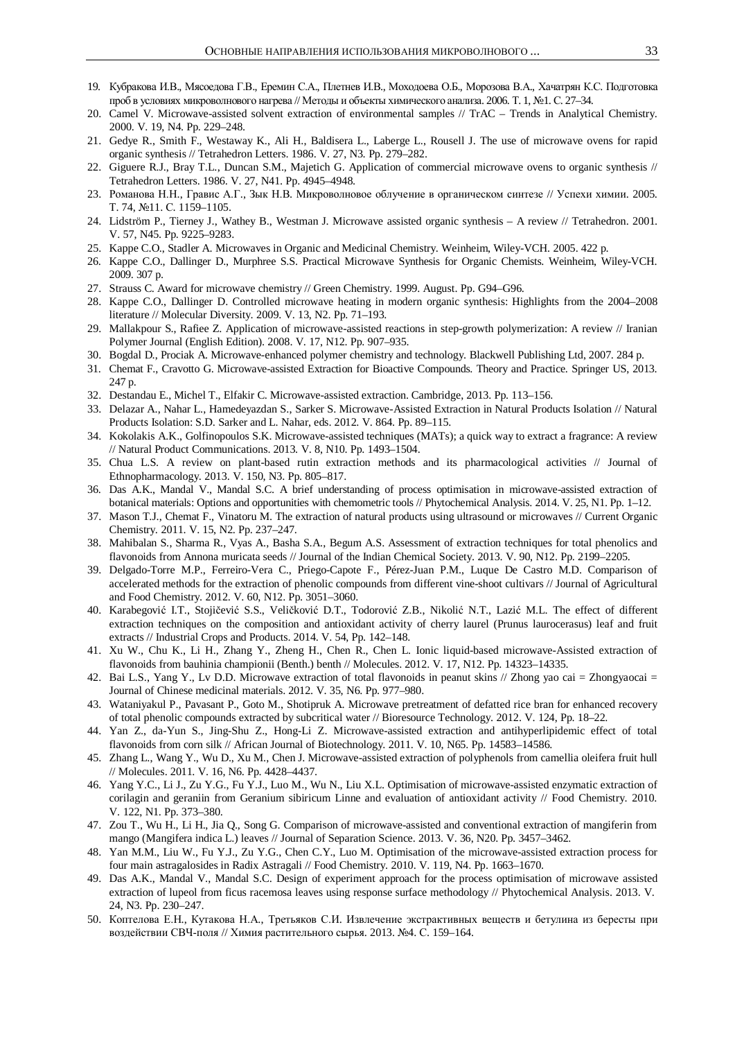19. Кубракова И.В., Мясоедова Г.В., Еремин С.А., Плетнев И.В., Моходоева О.Б., Морозова В.А., Хачатрян К.С. Подготовка проб в условиях микроволнового нагрева // Методы и объекты химического анализа. 2006. Т. 1, №1. С. 27–34.
20. Camel V. Microwave-assisted solvent extraction of environmental samples // TrAC – Trends in Analytical Chemistry. 2000. V. 19, N4. Pp. 229–248.
21. Gedye R., Smith F., Westaway K., Ali H., Baldisera L., Laberge L., Rousell J. The use of microwave ovens for rapid organic synthesis // Tetrahedron Letters. 1986. V. 27, N3. Pp. 279–282.
22. Giguere R.J., Bray T.L., Duncan S.M., Majetich G. Application of commercial microwave ovens to organic synthesis // Tetrahedron Letters. 1986. V. 27, N41. Pp. 4945–4948.
23. Романова Н.Н., Гравис А.Г., Зык Н.В. Микроволновое облучение в органическом синтезе // Успехи химии. 2005. Т. 74, №11. С. 1159–1105.
24. Lidström P., Tierney J., Wathey B., Westman J. Microwave assisted organic synthesis – A review // Tetrahedron. 2001. V. 57, N45. Pp. 9225–9283.
25. Kappe C.O., Stadler A. Microwaves in Organic and Medicinal Chemistry. Weinheim, Wiley-VCH. 2005. 422 p.
26. Kappe C.O., Dallinger D., Murphree S.S. Practical Microwave Synthesis for Organic Chemists. Weinheim, Wiley-VCH. 2009. 307 p.
27. Strauss C. Award for microwave chemistry // Green Chemistry. 1999. August. Pp. G94–G96.
28. Kappe C.O., Dallinger D. Controlled microwave heating in modern organic synthesis: Highlights from the 2004–2008 literature // Molecular Diversity. 2009. V. 13, N2. Pp. 71–193.
29. Mallakpour S., Rafiee Z. Application of microwave-assisted reactions in step-growth polymerization: A review // Iranian Polymer Journal (English Edition). 2008. V. 17, N12. Pp. 907–935.
30. Bogdal D., Prociak A. Microwave-enhanced polymer chemistry and technology. Blackwell Publishing Ltd, 2007. 284 p.
31. Chemat F., Cravotto G. Microwave-assisted Extraction for Bioactive Compounds. Theory and Practice. Springer US, 2013. 247 p.
32. Destandau E., Michel T., Elfakir C. Microwave-assisted extraction. Cambridge, 2013. Pp. 113–156.
33. Delazar A., Nahar L., Hamedeyazdan S., Sarker S. Microwave-Assisted Extraction in Natural Products Isolation // Natural Products Isolation: S.D. Sarker and L. Nahar, eds. 2012. V. 864. Pp. 89–115.
34. Kokolakis A.K., Golfinopoulos S.K. Microwave-assisted techniques (MATs); a quick way to extract a fragrance: A review // Natural Product Communications. 2013. V. 8, N10. Pp. 1493–1504.
35. Chua L.S. A review on plant-based rutin extraction methods and its pharmacological activities // Journal of Ethnopharmacology. 2013. V. 150, N3. Pp. 805–817.
36. Das A.K., Mandal V., Mandal S.C. A brief understanding of process optimisation in microwave-assisted extraction of botanical materials: Options and opportunities with chemometric tools // Phytochemical Analysis. 2014. V. 25, N1. Pp. 1–12.
37. Mason T.J., Chemat F., Vinatoru M. The extraction of natural products using ultrasound or microwaves // Current Organic Chemistry. 2011. V. 15, N2. Pp. 237–247.
38. Mahibalan S., Sharma R., Vyas A., Basha S.A., Begum A.S. Assessment of extraction techniques for total phenolics and flavonoids from Annona muricata seeds // Journal of the Indian Chemical Society. 2013. V. 90, N12. Pp. 2199–2205.
39. Delgado-Torre M.P., Ferreiro-Vera C., Priego-Capote F., Pérez-Juan P.M., Luque De Castro M.D. Comparison of accelerated methods for the extraction of phenolic compounds from different vine-shoot cultivars // Journal of Agricultural and Food Chemistry. 2012. V. 60, N12. Pp. 3051–3060.
40. Karabegović I.T., Stojičević S.S., Veličković D.T., Todorović Z.B., Nikolić N.T., Lazić M.L. The effect of different extraction techniques on the composition and antioxidant activity of cherry laurel (Prunus laurocerasus) leaf and fruit extracts // Industrial Crops and Products. 2014. V. 54, Pp. 142–148.
41. Xu W., Chu K., Li H., Zhang Y., Zheng H., Chen R., Chen L. Ionic liquid-based microwave-Assisted extraction of flavonoids from bauhinia championii (Benth.) benth // Molecules. 2012. V. 17, N12. Pp. 14323–14335.
42. Bai L.S., Yang Y., Lv D.D. Microwave extraction of total flavonoids in peanut skins // Zhong yao cai = Zhongyaocai = Journal of Chinese medicinal materials. 2012. V. 35, N6. Pp. 977–980.
43. Wataniyakul P., Pavasant P., Goto M., Shotipruk A. Microwave pretreatment of defatted rice bran for enhanced recovery of total phenolic compounds extracted by subcritical water // Bioresource Technology. 2012. V. 124, Pp. 18–22.
44. Yan Z., da-Yun S., Jing-Shu Z., Hong-Li Z. Microwave-assisted extraction and antihyperlipidemic effect of total flavonoids from corn silk // African Journal of Biotechnology. 2011. V. 10, N65. Pp. 14583–14586.
45. Zhang L., Wang Y., Wu D., Xu M., Chen J. Microwave-assisted extraction of polyphenols from camellia oleifera fruit hull // Molecules. 2011. V. 16, N6. Pp. 4428–4437.
46. Yang Y.C., Li J., Zu Y.G., Fu Y.J., Luo M., Wu N., Liu X.L. Optimisation of microwave-assisted enzymatic extraction of corilagin and geraniin from Geranium sibiricum Linne and evaluation of antioxidant activity // Food Chemistry. 2010. V. 122, N1. Pp. 373–380.
47. Zou T., Wu H., Li H., Jia Q., Song G. Comparison of microwave-assisted and conventional extraction of mangiferin from mango (Mangifera indica L.) leaves // Journal of Separation Science. 2013. V. 36, N20. Pp. 3457–3462.
48. Yan M.M., Liu W., Fu Y.J., Zu Y.G., Chen C.Y., Luo M. Optimisation of the microwave-assisted extraction process for four main astragalosides in Radix Astragali // Food Chemistry. 2010. V. 119, N4. Pp. 1663–1670.
49. Das A.K., Mandal V., Mandal S.C. Design of experiment approach for the process optimisation of microwave assisted extraction of lupeol from ficus racemosa leaves using response surface methodology // Phytochemical Analysis. 2013. V. 24, N3. Pp. 230–247.
50. Коптелова Е.Н., Кутакова Н.А., Третьяков С.И. Извлечение экстрактивных веществ и бетулина из бересты при воздействии СВЧ-поля // Химия растительного сырья. 2013. №4. С. 159–164.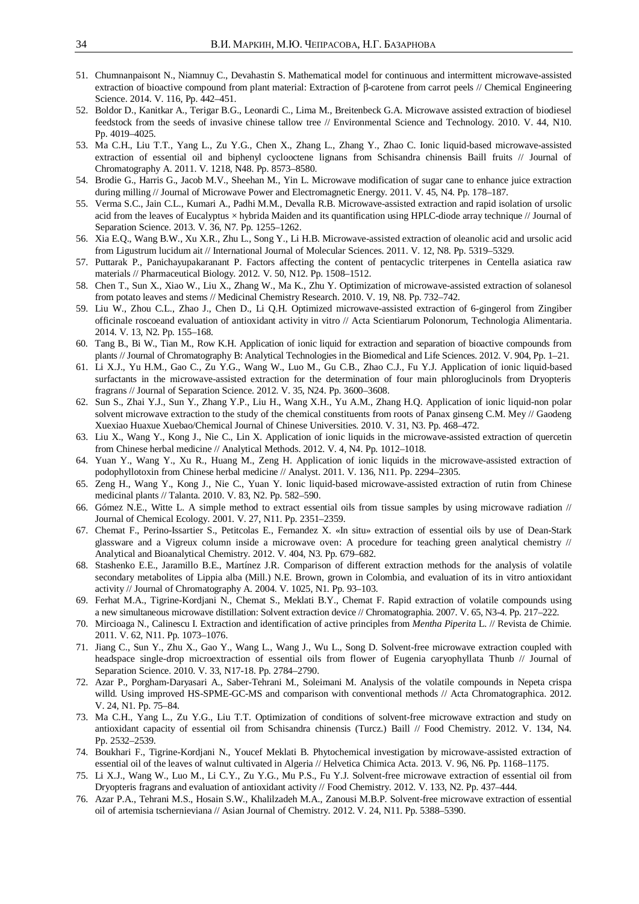51. Chumnanpaisont N., Niamnuy C., Devahastin S. Mathematical model for continuous and intermittent microwave-assisted extraction of bioactive compound from plant material: Extraction of β-carotene from carrot peels // Chemical Engineering Science. 2014. V. 116, Pp. 442–451.
52. Boldor D., Kanitkar A., Terigar B.G., Leonardi C., Lima M., Breitenbeck G.A. Microwave assisted extraction of biodiesel feedstock from the seeds of invasive chinese tallow tree // Environmental Science and Technology. 2010. V. 44, N10. Pp. 4019–4025.
53. Ma C.H., Liu T.T., Yang L., Zu Y.G., Chen X., Zhang L., Zhang Y., Zhao C. Ionic liquid-based microwave-assisted extraction of essential oil and biphenyl cyclooctene lignans from Schisandra chinensis Baill fruits // Journal of Chromatography A. 2011. V. 1218, N48. Pp. 8573–8580.
54. Brodie G., Harris G., Jacob M.V., Sheehan M., Yin L. Microwave modification of sugar cane to enhance juice extraction during milling // Journal of Microwave Power and Electromagnetic Energy. 2011. V. 45, N4. Pp. 178–187.
55. Verma S.C., Jain C.L., Kumari A., Padhi M.M., Devalla R.B. Microwave-assisted extraction and rapid isolation of ursolic acid from the leaves of Eucalyptus × hybrida Maiden and its quantification using HPLC-diode array technique // Journal of Separation Science. 2013. V. 36, N7. Pp. 1255–1262.
56. Xia E.Q., Wang B.W., Xu X.R., Zhu L., Song Y., Li H.B. Microwave-assisted extraction of oleanolic acid and ursolic acid from Ligustrum lucidum ait // International Journal of Molecular Sciences. 2011. V. 12, N8. Pp. 5319–5329.
57. Puttarak P., Panichayupakaranant P. Factors affecting the content of pentacyclic triterpenes in Centella asiatica raw materials // Pharmaceutical Biology. 2012. V. 50, N12. Pp. 1508–1512.
58. Chen T., Sun X., Xiao W., Liu X., Zhang W., Ma K., Zhu Y. Optimization of microwave-assisted extraction of solanesol from potato leaves and stems // Medicinal Chemistry Research. 2010. V. 19, N8. Pp. 732–742.
59. Liu W., Zhou C.L., Zhao J., Chen D., Li Q.H. Optimized microwave-assisted extraction of 6-gingerol from Zingiber officinale roscoeand evaluation of antioxidant activity in vitro // Acta Scientiarum Polonorum, Technologia Alimentaria. 2014. V. 13, N2. Pp. 155–168.
60. Tang B., Bi W., Tian M., Row K.H. Application of ionic liquid for extraction and separation of bioactive compounds from plants // Journal of Chromatography B: Analytical Technologies in the Biomedical and Life Sciences. 2012. V. 904, Pp. 1–21.
61. Li X.J., Yu H.M., Gao C., Zu Y.G., Wang W., Luo M., Gu C.B., Zhao C.J., Fu Y.J. Application of ionic liquid-based surfactants in the microwave-assisted extraction for the determination of four main phloroglucinols from Dryopteris fragrans // Journal of Separation Science. 2012. V. 35, N24. Pp. 3600–3608.
62. Sun S., Zhai Y.J., Sun Y., Zhang Y.P., Liu H., Wang X.H., Yu A.M., Zhang H.Q. Application of ionic liquid-non polar solvent microwave extraction to the study of the chemical constituents from roots of Panax ginseng C.M. Mey // Gaodeng Xuexiao Huaxue Xuebao/Chemical Journal of Chinese Universities. 2010. V. 31, N3. Pp. 468–472.
63. Liu X., Wang Y., Kong J., Nie C., Lin X. Application of ionic liquids in the microwave-assisted extraction of quercetin from Chinese herbal medicine // Analytical Methods. 2012. V. 4, N4. Pp. 1012–1018.
64. Yuan Y., Wang Y., Xu R., Huang M., Zeng H. Application of ionic liquids in the microwave-assisted extraction of podophyllotoxin from Chinese herbal medicine // Analyst. 2011. V. 136, N11. Pp. 2294–2305.
65. Zeng H., Wang Y., Kong J., Nie C., Yuan Y. Ionic liquid-based microwave-assisted extraction of rutin from Chinese medicinal plants // Talanta. 2010. V. 83, N2. Pp. 582–590.
66. Gómez N.E., Witte L. A simple method to extract essential oils from tissue samples by using microwave radiation // Journal of Chemical Ecology. 2001. V. 27, N11. Pp. 2351–2359.
67. Chemat F., Perino-Issartier S., Petitcolas E., Fernandez X. «In situ» extraction of essential oils by use of Dean-Stark glassware and a Vigreux column inside a microwave oven: A procedure for teaching green analytical chemistry // Analytical and Bioanalytical Chemistry. 2012. V. 404, N3. Pp. 679–682.
68. Stashenko E.E., Jaramillo B.E., Martínez J.R. Comparison of different extraction methods for the analysis of volatile secondary metabolites of Lippia alba (Mill.) N.E. Brown, grown in Colombia, and evaluation of its in vitro antioxidant activity // Journal of Chromatography A. 2004. V. 1025, N1. Pp. 93–103.
69. Ferhat M.A., Tigrine-Kordjani N., Chemat S., Meklati B.Y., Chemat F. Rapid extraction of volatile compounds using a new simultaneous microwave distillation: Solvent extraction device // Chromatographia. 2007. V. 65, N3-4. Pp. 217–222.
70. Mircioaga N., Calinescu I. Extraction and identification of active principles from *Mentha Piperita* L. // Revista de Chimie. 2011. V. 62, N11. Pp. 1073–1076.
71. Jiang C., Sun Y., Zhu X., Gao Y., Wang L., Wang J., Wu L., Song D. Solvent-free microwave extraction coupled with headspace single-drop microextraction of essential oils from flower of Eugenia caryophyllata Thunb // Journal of Separation Science. 2010. V. 33, N17-18. Pp. 2784–2790.
72. Azar P., Porgham-Daryasari A., Saber-Tehrani M., Soleimani M. Analysis of the volatile compounds in Nepeta crispa willd. Using improved HS-SPME-GC-MS and comparison with conventional methods // Acta Chromatographica. 2012. V. 24, N1. Pp. 75–84.
73. Ma C.H., Yang L., Zu Y.G., Liu T.T. Optimization of conditions of solvent-free microwave extraction and study on antioxidant capacity of essential oil from Schisandra chinensis (Turcz.) Baill // Food Chemistry. 2012. V. 134, N4. Pp. 2532–2539.
74. Boukhari F., Tigrine-Kordjani N., Youcef Meklati B. Phytochemical investigation by microwave-assisted extraction of essential oil of the leaves of walnut cultivated in Algeria // Helvetica Chimica Acta. 2013. V. 96, N6. Pp. 1168–1175.
75. Li X.J., Wang W., Luo M., Li C.Y., Zu Y.G., Mu P.S., Fu Y.J. Solvent-free microwave extraction of essential oil from Dryopteris fragrans and evaluation of antioxidant activity // Food Chemistry. 2012. V. 133, N2. Pp. 437–444.
76. Azar P.A., Tehrani M.S., Hosain S.W., Khalilzadeh M.A., Zanousi M.B.P. Solvent-free microwave extraction of essential oil of artemisia tschernieviana // Asian Journal of Chemistry. 2012. V. 24, N11. Pp. 5388–5390.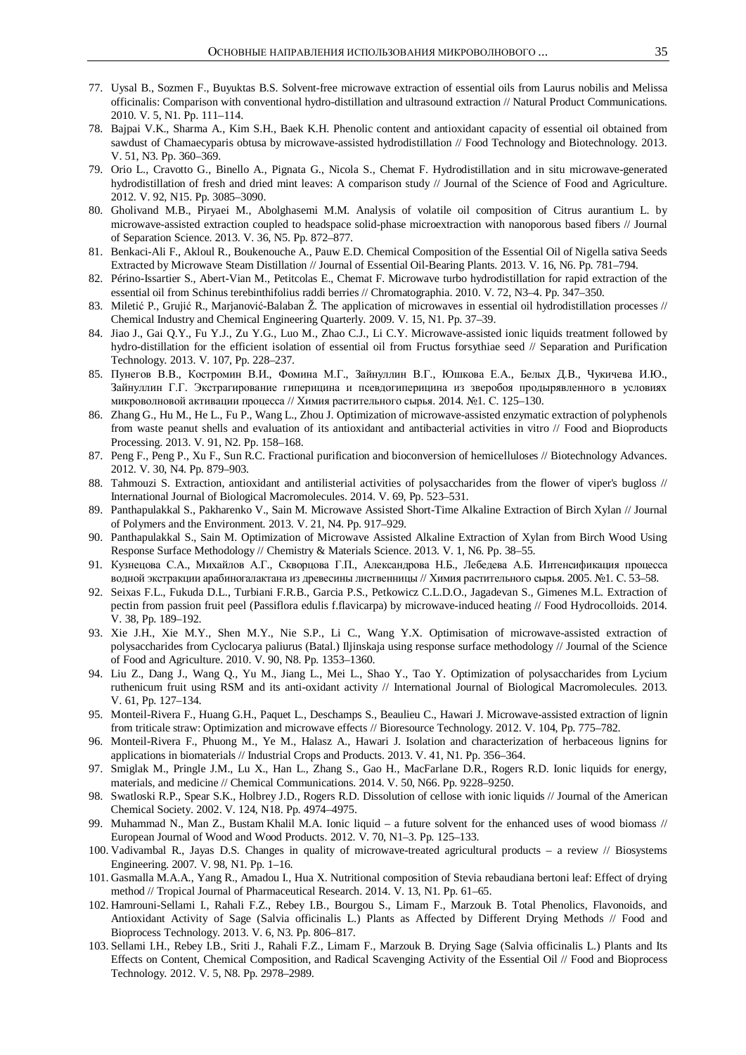77. Uysal B., Sozmen F., Buyuktas B.S. Solvent-free microwave extraction of essential oils from Laurus nobilis and Melissa officinalis: Comparison with conventional hydro-distillation and ultrasound extraction // Natural Product Communications. 2010. V. 5, N1. Pp. 111–114.
78. Bajpai V.K., Sharma A., Kim S.H., Baek K.H. Phenolic content and antioxidant capacity of essential oil obtained from sawdust of Chamaecyparis obtusa by microwave-assisted hydrodistillation // Food Technology and Biotechnology. 2013. V. 51, N3. Pp. 360–369.
79. Orio L., Cravotto G., Binello A., Pignata G., Nicola S., Chemat F. Hydrodistillation and in situ microwave-generated hydrodistillation of fresh and dried mint leaves: A comparison study // Journal of the Science of Food and Agriculture. 2012. V. 92, N15. Pp. 3085–3090.
80. Gholivand M.B., Piryaei M., Abolghasemi M.M. Analysis of volatile oil composition of Citrus aurantium L. by microwave-assisted extraction coupled to headspace solid-phase microextraction with nanoporous based fibers // Journal of Separation Science. 2013. V. 36, N5. Pp. 872–877.
81. Benkaci-Ali F., Akloul R., Boukenouche A., Pauw E.D. Chemical Composition of the Essential Oil of Nigella sativa Seeds Extracted by Microwave Steam Distillation // Journal of Essential Oil-Bearing Plants. 2013. V. 16, N6. Pp. 781–794.
82. Périno-Issartier S., Abert-Vian M., Petitcolas E., Chemat F. Microwave turbo hydrodistillation for rapid extraction of the essential oil from Schinus terebinthifolius raddi berries // Chromatographia. 2010. V. 72, N3–4. Pp. 347–350.
83. Miletić P., Grujić R., Marjanović-Balaban Ž. The application of microwaves in essential oil hydrodistillation processes // Chemical Industry and Chemical Engineering Quarterly. 2009. V. 15, N1. Pp. 37–39.
84. Jiao J., Gai Q.Y., Fu Y.J., Zu Y.G., Luo M., Zhao C.J., Li C.Y. Microwave-assisted ionic liquids treatment followed by hydro-distillation for the efficient isolation of essential oil from Fructus forsythiae seed // Separation and Purification Technology. 2013. V. 107, Pp. 228–237.
85. Пунегов В.В., Костромин В.И., Фомина М.Г., Зайнуллин В.Г., Юшкова Е.А., Белых Д.В., Чукичева И.Ю., Зайнуллин Г.Г. Экстрагирование гиперицина и псевдогиперицина из зверобоя продырявленного в условиях микроволновой активации процесса // Химия растительного сырья. 2014. №1. С. 125–130.
86. Zhang G., Hu M., He L., Fu P., Wang L., Zhou J. Optimization of microwave-assisted enzymatic extraction of polyphenols from waste peanut shells and evaluation of its antioxidant and antibacterial activities in vitro // Food and Bioproducts Processing. 2013. V. 91, N2. Pp. 158–168.
87. Peng F., Peng P., Xu F., Sun R.C. Fractional purification and bioconversion of hemicelluloses // Biotechnology Advances. 2012. V. 30, N4. Pp. 879–903.
88. Tahmouzi S. Extraction, antioxidant and antilisterial activities of polysaccharides from the flower of viper's bugloss // International Journal of Biological Macromolecules. 2014. V. 69, Pp. 523–531.
89. Panthapulakkal S., Pakharenko V., Sain M. Microwave Assisted Short-Time Alkaline Extraction of Birch Xylan // Journal of Polymers and the Environment. 2013. V. 21, N4. Pp. 917–929.
90. Panthapulakkal S., Sain M. Optimization of Microwave Assisted Alkaline Extraction of Xylan from Birch Wood Using Response Surface Methodology // Chemistry & Materials Science. 2013. V. 1, N6. Pp. 38–55.
91. Кузнецова С.А., Михайлов А.Г., Скворцова Г.П., Александрова Н.Б., Лебедева А.Б. Интенсификация процесса водной экстракции арабиногалактана из древесины лиственницы // Химия растительного сырья. 2005. №1. С. 53–58.
92. Seixas F.L., Fukuda D.L., Turbiani F.R.B., Garcia P.S., Petkowicz C.L.D.O., Jagadevan S., Gimenes M.L. Extraction of pectin from passion fruit peel (Passiflora edulis f.flavicarpa) by microwave-induced heating // Food Hydrocolloids. 2014. V. 38, Pp. 189–192.
93. Xie J.H., Xie M.Y., Shen M.Y., Nie S.P., Li C., Wang Y.X. Optimisation of microwave-assisted extraction of polysaccharides from Cyclocarya paliurus (Batal.) Iljinskaja using response surface methodology // Journal of the Science of Food and Agriculture. 2010. V. 90, N8. Pp. 1353–1360.
94. Liu Z., Dang J., Wang Q., Yu M., Jiang L., Mei L., Shao Y., Tao Y. Optimization of polysaccharides from Lycium ruthenicum fruit using RSM and its anti-oxidant activity // International Journal of Biological Macromolecules. 2013. V. 61, Pp. 127–134.
95. Monteil-Rivera F., Huang G.H., Paquet L., Deschamps S., Beaulieu C., Hawari J. Microwave-assisted extraction of lignin from triticale straw: Optimization and microwave effects // Bioresource Technology. 2012. V. 104, Pp. 775–782.
96. Monteil-Rivera F., Phuong M., Ye M., Halasz A., Hawari J. Isolation and characterization of herbaceous lignins for applications in biomaterials // Industrial Crops and Products. 2013. V. 41, N1. Pp. 356–364.
97. Smiglak M., Pringle J.M., Lu X., Han L., Zhang S., Gao H., MacFarlane D.R., Rogers R.D. Ionic liquids for energy, materials, and medicine // Chemical Communications. 2014. V. 50, N66. Pp. 9228–9250.
98. Swatloski R.P., Spear S.K., Holbrey J.D., Rogers R.D. Dissolution of cellose with ionic liquids // Journal of the American Chemical Society. 2002. V. 124, N18. Pp. 4974–4975.
99. Muhammad N., Man Z., Bustam Khalil M.A. Ionic liquid – a future solvent for the enhanced uses of wood biomass // European Journal of Wood and Wood Products. 2012. V. 70, N1–3. Pp. 125–133.
100. Vadivambal R., Jayas D.S. Changes in quality of microwave-treated agricultural products – a review // Biosystems Engineering. 2007. V. 98, N1. Pp. 1–16.
101. Gasmalla M.A.A., Yang R., Amadou I., Hua X. Nutritional composition of Stevia rebaudiana bertoni leaf: Effect of drying method // Tropical Journal of Pharmaceutical Research. 2014. V. 13, N1. Pp. 61–65.
102. Hamrouni-Sellami I., Rahali F.Z., Rebey I.B., Bourgou S., Limam F., Marzouk B. Total Phenolics, Flavonoids, and Antioxidant Activity of Sage (Salvia officinalis L.) Plants as Affected by Different Drying Methods // Food and Bioprocess Technology. 2013. V. 6, N3. Pp. 806–817.
103. Sellami I.H., Rebey I.B., Sriti J., Rahali F.Z., Limam F., Marzouk B. Drying Sage (Salvia officinalis L.) Plants and Its Effects on Content, Chemical Composition, and Radical Scavenging Activity of the Essential Oil // Food and Bioprocess Technology. 2012. V. 5, N8. Pp. 2978–2989.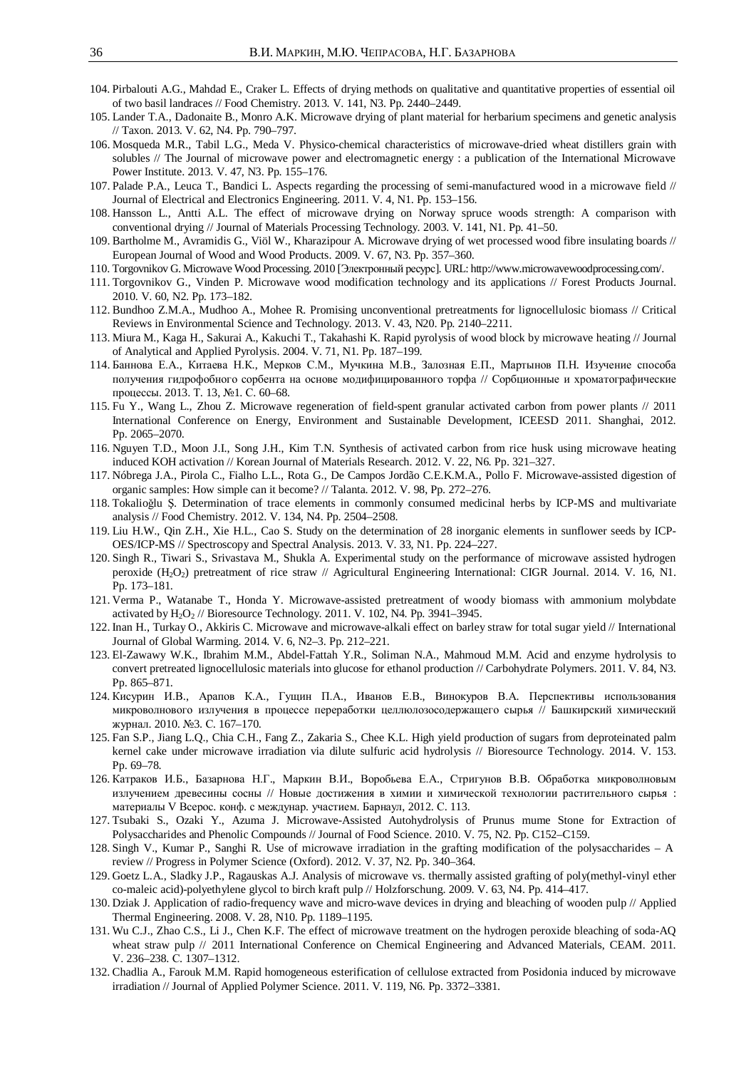104. Pirbalouti A.G., Mahdad E., Craker L. Effects of drying methods on qualitative and quantitative properties of essential oil of two basil landraces // Food Chemistry. 2013. V. 141, N3. Pp. 2440–2449.
105. Lander T.A., Dadonaite B., Monro A.K. Microwave drying of plant material for herbarium specimens and genetic analysis // Taxon. 2013. V. 62, N4. Pp. 790–797.
106. Mosqueda M.R., Tabil L.G., Meda V. Physico-chemical characteristics of microwave-dried wheat distillers grain with solubles // The Journal of microwave power and electromagnetic energy : a publication of the International Microwave Power Institute. 2013. V. 47, N3. Pp. 155–176.
107. Palade P.A., Leuca T., Bandici L. Aspects regarding the processing of semi-manufactured wood in a microwave field // Journal of Electrical and Electronics Engineering. 2011. V. 4, N1. Pp. 153–156.
108. Hansson L., Antti A.L. The effect of microwave drying on Norway spruce woods strength: A comparison with conventional drying // Journal of Materials Processing Technology. 2003. V. 141, N1. Pp. 41–50.
109. Bartholme M., Avramidis G., Viöl W., Kharazipour A. Microwave drying of wet processed wood fibre insulating boards // European Journal of Wood and Wood Products. 2009. V. 67, N3. Pp. 357–360.
110. Torgovnikov G. Microwave Wood Processing. 2010 [Электронный ресурс]. URL: http://www.microwavewoodprocessing.com/.
111. Torgovnikov G., Vinden P. Microwave wood modification technology and its applications // Forest Products Journal. 2010. V. 60, N2. Pp. 173–182.
112. Bundhoo Z.M.A., Mudhoo A., Mohee R. Promising unconventional pretreatments for lignocellulosic biomass // Critical Reviews in Environmental Science and Technology. 2013. V. 43, N20. Pp. 2140–2211.
113. Miura M., Kaga H., Sakurai A., Kakuchi T., Takahashi K. Rapid pyrolysis of wood block by microwave heating // Journal of Analytical and Applied Pyrolysis. 2004. V. 71, N1. Pp. 187–199.
114. Баннова Е.А., Китаева Н.К., Мерков С.М., Мучкина М.В., Залозная Е.П., Мартынов П.Н. Изучение способа получения гидрофобного сорбента на основе модифицированного торфа // Сорбционные и хроматографические процессы. 2013. Т. 13, №1. С. 60–68.
115. Fu Y., Wang L., Zhou Z. Microwave regeneration of field-spent granular activated carbon from power plants // 2011 International Conference on Energy, Environment and Sustainable Development, ICEESD 2011. Shanghai, 2012. Pp. 2065–2070.
116. Nguyen T.D., Moon J.I., Song J.H., Kim T.N. Synthesis of activated carbon from rice husk using microwave heating induced KOH activation // Korean Journal of Materials Research. 2012. V. 22, N6. Pp. 321–327.
117. Nóbrega J.A., Pirola C., Fialho L.L., Rota G., De Campos Jordão C.E.K.M.A., Pollo F. Microwave-assisted digestion of organic samples: How simple can it become? // Talanta. 2012. V. 98, Pp. 272–276.
118. Tokalioğlu Ş. Determination of trace elements in commonly consumed medicinal herbs by ICP-MS and multivariate analysis // Food Chemistry. 2012. V. 134, N4. Pp. 2504–2508.
119. Liu H.W., Qin Z.H., Xie H.L., Cao S. Study on the determination of 28 inorganic elements in sunflower seeds by ICP-OES/ICP-MS // Spectroscopy and Spectral Analysis. 2013. V. 33, N1. Pp. 224–227.
120. Singh R., Tiwari S., Srivastava M., Shukla A. Experimental study on the performance of microwave assisted hydrogen peroxide ($H_2O_2$) pretreatment of rice straw // Agricultural Engineering International: CIGR Journal. 2014. V. 16, N1. Pp. 173–181.
121. Verma P., Watanabe T., Honda Y. Microwave-assisted pretreatment of woody biomass with ammonium molybdate activated by $H_2O_2$ // Bioresource Technology. 2011. V. 102, N4. Pp. 3941–3945.
122. Inan H., Turkay O., Akkiris C. Microwave and microwave-alkali effect on barley straw for total sugar yield // International Journal of Global Warming. 2014. V. 6, N2–3. Pp. 212–221.
123. El-Zawawy W.K., Ibrahim M.M., Abdel-Fattah Y.R., Soliman N.A., Mahmoud M.M. Acid and enzyme hydrolysis to convert pretreated lignocellulosic materials into glucose for ethanol production // Carbohydrate Polymers. 2011. V. 84, N3. Pp. 865–871.
124. Кисурин И.В., Арапов К.А., Гущин П.А., Иванов Е.В., Винокуров В.А. Перспективы использования микроволнового излучения в процессе переработки целлюлозосодержащего сырья // Башкирский химический журнал. 2010. №3. С. 167–170.
125. Fan S.P., Jiang L.Q., Chia C.H., Fang Z., Zakaria S., Chee K.L. High yield production of sugars from deproteinated palm kernel cake under microwave irradiation via dilute sulfuric acid hydrolysis // Bioresource Technology. 2014. V. 153. Pp. 69–78.
126. Катраков И.Б., Базарнова Н.Г., Маркин В.И., Воробьева Е.А., Стригунов В.В. Обработка микроволновым излучением древесины сосны // Новые достижения в химии и химической технологии растительного сырья : материалы V Всерос. конф. с междунар. участием. Барнаул, 2012. С. 113.
127. Tsubaki S., Ozaki Y., Azuma J. Microwave-Assisted Autohydrolysis of Prunus mume Stone for Extraction of Polysaccharides and Phenolic Compounds // Journal of Food Science. 2010. V. 75, N2. Pp. C152–C159.
128. Singh V., Kumar P., Sanghi R. Use of microwave irradiation in the grafting modification of the polysaccharides – A review // Progress in Polymer Science (Oxford). 2012. V. 37, N2. Pp. 340–364.
129. Goetz L.A., Sladky J.P., Ragauskas A.J. Analysis of microwave vs. thermally assisted grafting of poly(methyl-vinyl ether co-maleic acid)-polyethylene glycol to birch kraft pulp // Holzforschung. 2009. V. 63, N4. Pp. 414–417.
130. Dziak J. Application of radio-frequency wave and micro-wave devices in drying and bleaching of wooden pulp // Applied Thermal Engineering. 2008. V. 28, N10. Pp. 1189–1195.
131. Wu C.J., Zhao C.S., Li J., Chen K.F. The effect of microwave treatment on the hydrogen peroxide bleaching of soda-AQ wheat straw pulp // 2011 International Conference on Chemical Engineering and Advanced Materials, CEAM. 2011. V. 236–238. C. 1307–1312.
132. Chadlia A., Farouk M.M. Rapid homogeneous esterification of cellulose extracted from Posidonia induced by microwave irradiation // Journal of Applied Polymer Science. 2011. V. 119, N6. Pp. 3372–3381.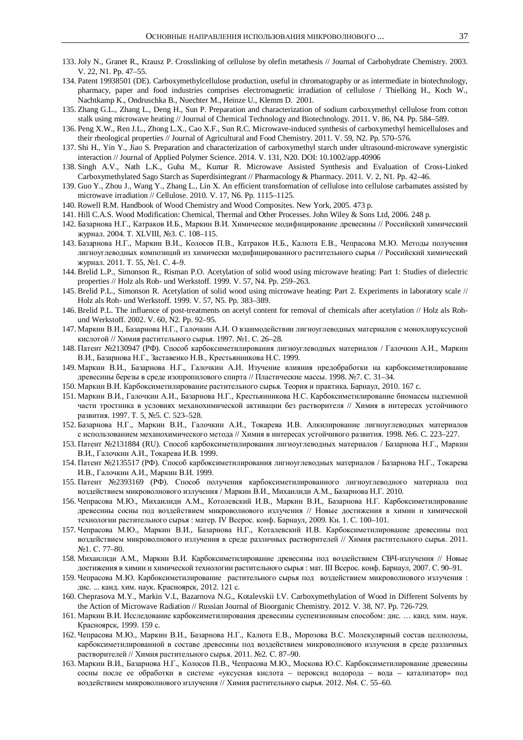133. Joly N., Granet R., Krausz P. Crosslinking of cellulose by olefin metathesis // Journal of Carbohydrate Chemistry. 2003. V. 22, N1. Pp. 47–55.
134. Patent 19938501 (DE). Carboxymethylcellulose production, useful in chromatography or as intermediate in biotechnology, pharmacy, paper and food industries comprises electromagnetic irradiation of cellulose / Thielking H., Koch W., Nachtkamp K., Ondruschka B., Nuechter M., Heinze U., Klemm D. 2001.
135. Zhang G.L., Zhang L., Deng H., Sun P. Preparation and characterization of sodium carboxymethyl cellulose from cotton stalk using microwave heating // Journal of Chemical Technology and Biotechnology. 2011. V. 86, N4. Pp. 584–589.
136. Peng X.W., Ren J.L., Zhong L.X., Cao X.F., Sun R.C. Microwave-induced synthesis of carboxymethyl hemicelluloses and their rheological properties // Journal of Agricultural and Food Chemistry. 2011. V. 59, N2. Pp. 570–576.
137. Shi H., Yin Y., Jiao S. Preparation and characterization of carboxymethyl starch under ultrasound-microwave synergistic interaction // Journal of Applied Polymer Science. 2014. V. 131, N20. DOI: 10.1002/app.40906
138. Singh A.V., Nath L.K., Guha M., Kumar R. Microwave Assisted Synthesis and Evaluation of Cross-Linked Carboxymethylated Sago Starch as Superdisintegrant // Pharmacology & Pharmacy. 2011. V. 2, N1. Pp. 42–46.
139. Guo Y., Zhou J., Wang Y., Zhang L., Lin X. An efficient transformation of cellulose into cellulose carbamates assisted by microwave irradiation // Cellulose. 2010. V. 17, N6. Pp. 1115–1125.
140. Rowell R.M. Handbook of Wood Chemistry and Wood Composites. New York, 2005. 473 p.
141. Hill C.A.S. Wood Modification: Chemical, Thermal and Other Processes. John Wiley & Sons Ltd, 2006. 248 p.
142. Базарнова Н.Г., Катраков И.Б., Маркин В.И. Химическое модифицирование древесины // Российский химический журнал. 2004. Т. XLVIII, №3. С. 108–115.
143. Базарнова Н.Г., Маркин В.И., Колосов П.В., Катраков И.Б., Калюта Е.В., Чепрасова М.Ю. Методы получения лигноуглеводных композиций из химически модифицированного растительного сырья // Российский химический журнал. 2011. Т. 55, №1. С. 4–9.
144. Brelid L.P., Simonson R., Risman P.O. Acetylation of solid wood using microwave heating: Part 1: Studies of dielectric properties // Holz als Roh- und Werkstoff. 1999. V. 57, N4. Pp. 259–263.
145. Brelid P.L., Simonson R. Acetylation of solid wood using microwave heating: Part 2. Experiments in laboratory scale // Holz als Roh- und Werkstoff. 1999. V. 57, N5. Pp. 383–389.
146. Brelid P.L. The influence of post-treatments on acetyl content for removal of chemicals after acetylation // Holz als Roh- und Werkstoff. 2002. V. 60, N2. Pp. 92–95.
147. Маркин В.И., Базарнова Н.Г., Галочкин А.И. О взаимодействии лигноуглеводных материалов с монохлоруксусной кислотой // Химия растительного сырья. 1997. №1. С. 26–28.
148. Патент №2130947 (РФ). Способ карбоксиметилирования лигноуглеводных материалов / Галочкин А.И., Маркин В.И., Базарнова Н.Г., Заставенко Н.В., Крестьянникова Н.С. 1999.
149. Маркин В.И., Базарнова Н.Г., Галочкин А.И. Изучение влияния предобработки на карбоксиметилирование древесины березы в среде изопропилового спирта // Пластические массы. 1998. №7. С. 31–34.
150. Маркин В.И. Карбоксиметилирование растительного сырья. Теория и практика. Барнаул, 2010. 167 с.
151. Маркин В.И., Галочкин А.И., Базарнова Н.Г., Крестьянникова Н.С. Карбоксиметилирование биомассы надземной части тростника в условиях механохимической активации без растворителя // Химия в интересах устойчивого развития. 1997. Т. 5, №5. С. 523–528.
152. Базарнова Н.Г., Маркин В.И., Галочкин А.И., Токарева И.В. Алкилирование лигноуглеводных материалов с использованием механохимического метода // Химия в интересах устойчивого развития. 1998. №6. С. 223–227.
153. Патент №2131884 (RU). Способ карбоксиметилирования лигноуглеводных материалов / Базарнова Н.Г., Маркин В.И., Галочкин А.И., Токарева И.В. 1999.
154. Патент №2135517 (РФ). Способ карбоксиметилирования лигноуглеводных материалов / Базарнова Н.Г., Токарева И.В., Галочкин А.И., Маркин В.И. 1999.
155. Патент №2393169 (РФ). Способ получения карбоксиметилированного лигноуглеводного материала под воздействием микроволнового излучения / Маркин В.И., Михаилиди А.М., Базарнова Н.Г. 2010.
156. Чепрасова М.Ю., Михаилиди А.М., Котолевский И.В., Маркин В.И., Базарнова Н.Г. Карбоксиметилирование древесины сосны под воздействием микроволнового излучения // Новые достижения в химии и химической технологии растительного сырья : матер. IV Всерос. конф. Барнаул, 2009. Кн. 1. С. 100–101.
157. Чепрасова М.Ю., Маркин В.И., Базарнова Н.Г., Коталевский И.В. Карбоксиметилирование древесины под воздействием микроволнового излучения в среде различных растворителей // Химия растительного сырья. 2011. №1. С. 77–80.
158. Михаилиди А.М., Маркин В.И. Карбоксиметилирование древесины под воздействием СВЧ-излучения // Новые достижения в химии и химической технологии растительного сырья : мат. III Всерос. конф. Барнаул, 2007. С. 90–91.
159. Чепрасова М.Ю. Карбоксиметилирование растительного сырья под воздействием микроволнового излучения : дис. ... канд. хим. наук. Красноярск, 2012. 121 с.
160. Cheprasova M.Y., Markin V.I., Bazarnova N.G., Kotalevskii I.V. Carboxymethylation of Wood in Different Solvents by the Action of Microwave Radiation // Russian Journal of Bioorganic Chemistry. 2012. V. 38, N7. Pp. 726-729.
161. Маркин В.И. Исследование карбоксиметилирования древесины суспензионным способом: дис. … канд. хим. наук. Красноярск, 1999. 159 с.
162. Чепрасова М.Ю., Маркин В.И., Базарнова Н.Г., Калюта Е.В., Морозова В.С. Молекулярный состав целлюлозы, карбоксиметилированной в составе древесины под воздействием микроволнового излучения в среде различных растворителей // Химия растительного сырья. 2011. №2. С. 87–90.
163. Маркин В.И., Базарнова Н.Г., Колосов П.В., Чепрасова М.Ю., Москова Ю.С. Карбоксиметилирование древесины сосны после ее обработки в системе «уксусная кислота – пероксид водорода – вода – катализатор» под воздействием микроволнового излучения // Химия растительного сырья. 2012. №4. С. 55–60.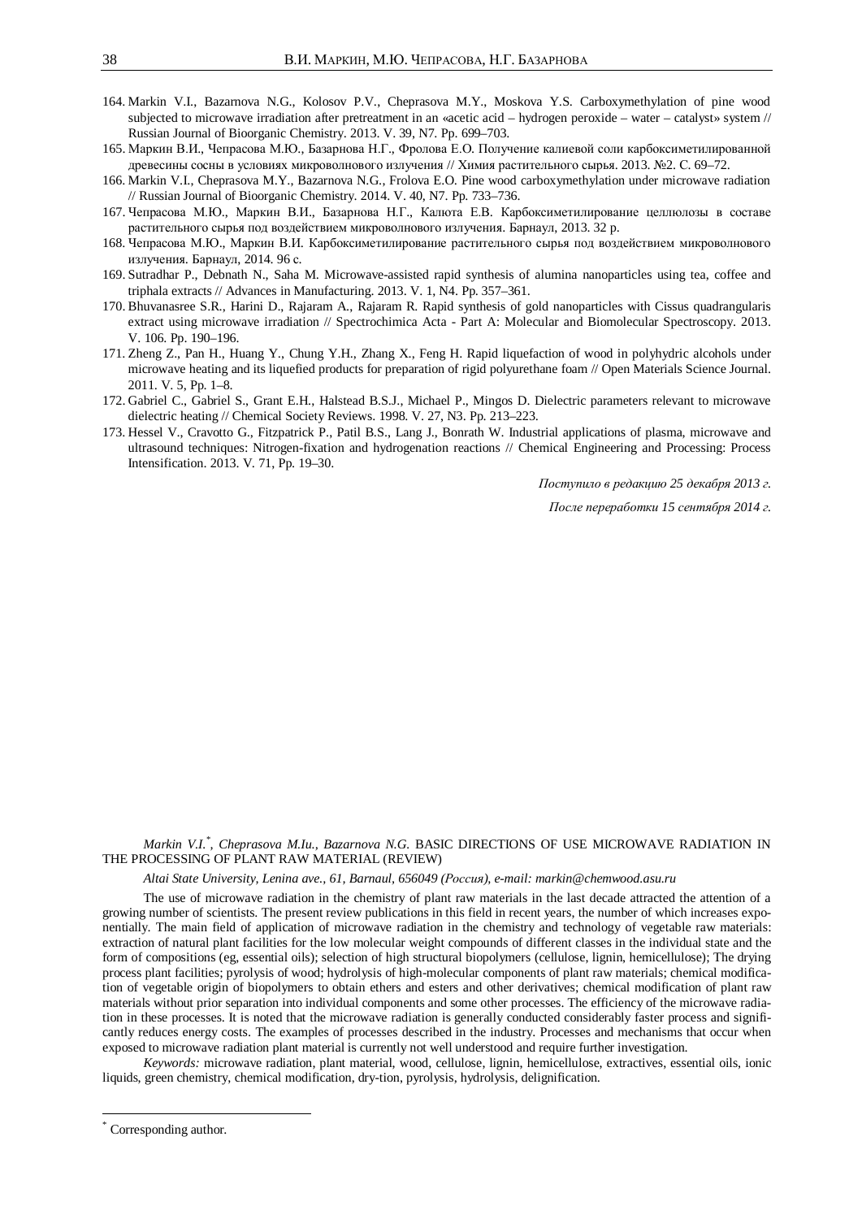164. Markin V.I., Bazarnova N.G., Kolosov P.V., Cheprasova M.Y., Moskova Y.S. Carboxymethylation of pine wood subjected to microwave irradiation after pretreatment in an «acetic acid – hydrogen peroxide – water – catalyst» system // Russian Journal of Bioorganic Chemistry. 2013. V. 39, N7. Pp. 699–703.
165. Маркин В.И., Чепрасова М.Ю., Базарнова Н.Г., Фролова Е.О. Получение калиевой соли карбоксиметилированной древесины сосны в условиях микроволнового излучения // Химия растительного сырья. 2013. №2. С. 69–72.
166. Markin V.I., Cheprasova M.Y., Bazarnova N.G., Frolova E.O. Pine wood carboxymethylation under microwave radiation // Russian Journal of Bioorganic Chemistry. 2014. V. 40, N7. Pp. 733–736.
167. Чепрасова М.Ю., Маркин В.И., Базарнова Н.Г., Калюта Е.В. Карбоксиметилирование целлюлозы в составе растительного сырья под воздействием микроволнового излучения. Барнаул, 2013. 32 p.
168. Чепрасова М.Ю., Маркин В.И. Карбоксиметилирование растительного сырья под воздействием микроволнового излучения. Барнаул, 2014. 96 с.
169. Sutradhar P., Debnath N., Saha M. Microwave-assisted rapid synthesis of alumina nanoparticles using tea, coffee and triphala extracts // Advances in Manufacturing. 2013. V. 1, N4. Pp. 357–361.
170. Bhuvanasree S.R., Harini D., Rajaram A., Rajaram R. Rapid synthesis of gold nanoparticles with Cissus quadrangularis extract using microwave irradiation // Spectrochimica Acta - Part A: Molecular and Biomolecular Spectroscopy. 2013. V. 106. Pp. 190–196.
171. Zheng Z., Pan H., Huang Y., Chung Y.H., Zhang X., Feng H. Rapid liquefaction of wood in polyhydric alcohols under microwave heating and its liquefied products for preparation of rigid polyurethane foam // Open Materials Science Journal. 2011. V. 5, Pp. 1–8.
172. Gabriel C., Gabriel S., Grant E.H., Halstead B.S.J., Michael P., Mingos D. Dielectric parameters relevant to microwave dielectric heating // Chemical Society Reviews. 1998. V. 27, N3. Pp. 213–223.
173. Hessel V., Cravotto G., Fitzpatrick P., Patil B.S., Lang J., Bonrath W. Industrial applications of plasma, microwave and ultrasound techniques: Nitrogen-fixation and hydrogenation reactions // Chemical Engineering and Processing: Process Intensification. 2013. V. 71, Pp. 19–30.

*Поступило в редакцию 25 декабря 2013 г.*

*После переработки 15 сентября 2014 г.*

*Markin V.I.*[*], *Cheprasova M.Iu., Bazarnova N.G.* BASIC DIRECTIONS OF USE MICROWAVE RADIATION IN THE PROCESSING OF PLANT RAW MATERIAL (REVIEW)

*Altai State University, Lenina ave., 61, Barnaul, 656049 (Россия), e-mail: markin@chemwood.asu.ru*

The use of microwave radiation in the chemistry of plant raw materials in the last decade attracted the attention of a growing number of scientists. The present review publications in this field in recent years, the number of which increases exponentially. The main field of application of microwave radiation in the chemistry and technology of vegetable raw materials: extraction of natural plant facilities for the low molecular weight compounds of different classes in the individual state and the form of compositions (eg, essential oils); selection of high structural biopolymers (cellulose, lignin, hemicellulose); The drying process plant facilities; pyrolysis of wood; hydrolysis of high-molecular components of plant raw materials; chemical modification of vegetable origin of biopolymers to obtain ethers and esters and other derivatives; chemical modification of plant raw materials without prior separation into individual components and some other processes. The efficiency of the microwave radiation in these processes. It is noted that the microwave radiation is generally conducted considerably faster process and significantly reduces energy costs. The examples of processes described in the industry. Processes and mechanisms that occur when exposed to microwave radiation plant material is currently not well understood and require further investigation.

*Keywords:* microwave radiation, plant material, wood, cellulose, lignin, hemicellulose, extractives, essential oils, ionic liquids, green chemistry, chemical modification, dry-tion, pyrolysis, hydrolysis, delignification.

[*] Corresponding author.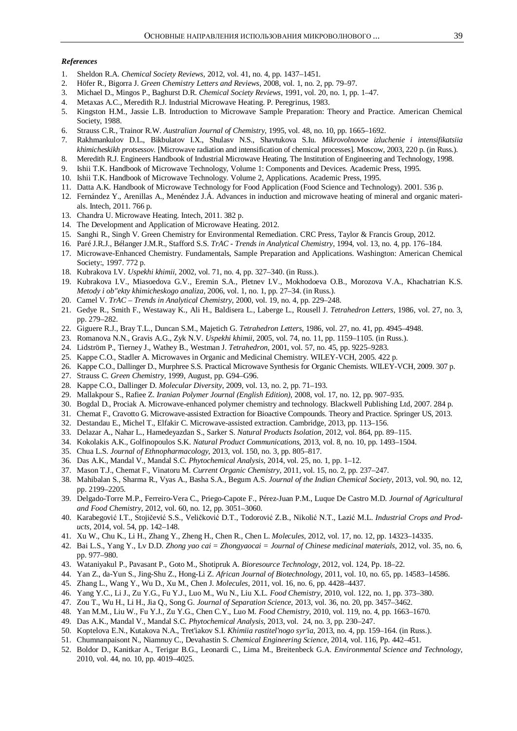***References***

1. Sheldon R.A. *Chemical Society Reviews*, 2012, vol. 41, no. 4, pp. 1437–1451.
2. Höfer R., Bigorra J. *Green Chemistry Letters and Reviews*, 2008, vol. 1, no. 2, pp. 79–97.
3. Michael D., Mingos P., Baghurst D.R. *Chemical Society Reviews*, 1991, vol. 20, no. 1, pp. 1–47.
4. Metaxas A.C., Meredith R.J. Industrial Microwave Heating. P. Peregrinus, 1983.
5. Kingston H.M., Jassie L.B. Introduction to Microwave Sample Preparation: Theory and Practice. American Chemical Society, 1988.
6. Strauss C.R., Trainor R.W. *Australian Journal of Chemistry*, 1995, vol. 48, no. 10, pp. 1665–1692.
7. Rakhmankulov D.L., Bikbulatov I.X., Shulasv N.S., Shavtukova S.Iu. *Mikrovolnovoe izluchenie i intensifikatsiia khimicheskikh protsessov.* [Microwave radiation and intensification of chemical processes]. Moscow, 2003, 220 p. (in Russ.).
8. Meredith R.J. Engineers Handbook of Industrial Microwave Heating. The Institution of Engineering and Technology, 1998.
9. Ishii T.K. Handbook of Microwave Technology, Volume 1: Components and Devices. Academic Press, 1995.
10. Ishii T.K. Handbook of Microwave Technology. Volume 2, Applications. Academic Press, 1995.
11. Datta A.K. Handbook of Microwave Technology for Food Application (Food Science and Technology). 2001. 536 p.
12. Fernández Y., Arenillas A., Menéndez J.Á. Advances in induction and microwave heating of mineral and organic materials. Intech, 2011. 766 p.
13. Chandra U. Microwave Heating. Intech, 2011. 382 p.
14. The Development and Application of Microwave Heating. 2012.
15. Sanghi R., Singh V. Green Chemistry for Environmental Remediation. CRC Press, Taylor & Francis Group, 2012.
16. Paré J.R.J., Bélanger J.M.R., Stafford S.S. *TrAC - Trends in Analytical Chemistry*, 1994, vol. 13, no. 4, pp. 176–184.
17. Microwave-Enhanced Chemistry. Fundamentals, Sample Preparation and Applications. Washington: American Chemical Society:, 1997. 772 p.
18. Kubrakova I.V. *Uspekhi khimii*, 2002, vol. 71, no. 4, pp. 327–340. (in Russ.).
19. Kubrakova I.V., Miasoedova G.V., Eremin S.A., Pletnev I.V., Mokhodoeva O.B., Morozova V.A., Khachatrian K.S. *Metody i ob"ekty khimicheskogo analiza*, 2006, vol. 1, no. 1, pp. 27–34. (in Russ.).
20. Camel V. *TrAC – Trends in Analytical Chemistry*, 2000, vol. 19, no. 4, pp. 229–248.
21. Gedye R., Smith F., Westaway K., Ali H., Baldisera L., Laberge L., Rousell J. *Tetrahedron Letters*, 1986, vol. 27, no. 3, pp. 279–282.
22. Giguere R.J., Bray T.L., Duncan S.M., Majetich G. *Tetrahedron Letters*, 1986, vol. 27, no. 41, pp. 4945–4948.
23. Romanova N.N., Gravis A.G., Zyk N.V. *Uspekhi khimii*, 2005, vol. 74, no. 11, pp. 1159–1105. (in Russ.).
24. Lidström P., Tierney J., Wathey B., Westman J. *Tetrahedron*, 2001, vol. 57, no. 45, pp. 9225–9283.
25. Kappe C.O., Stadler A. Microwaves in Organic and Medicinal Chemistry. WILEY-VCH, 2005. 422 p.
26. Kappe C.O., Dallinger D., Murphree S.S. Practical Microwave Synthesis for Organic Chemists. WILEY-VCH, 2009. 307 p.
27. Strauss C. *Green Chemistry*, 1999, August, pp. G94–G96.
28. Kappe C.O., Dallinger D. *Molecular Diversity*, 2009, vol. 13, no. 2, pp. 71–193.
29. Mallakpour S., Rafiee Z. *Iranian Polymer Journal (English Edition)*, 2008, vol. 17, no. 12, pp. 907–935.
30. Bogdal D., Prociak A. Microwave-enhanced polymer chemistry and technology. Blackwell Publishing Ltd, 2007. 284 p.
31. Chemat F., Cravotto G. Microwave-assisted Extraction for Bioactive Compounds. Theory and Practice. Springer US, 2013.
32. Destandau E., Michel T., Elfakir C. Microwave-assisted extraction. Cambridge, 2013, pp. 113–156.
33. Delazar A., Nahar L., Hamedeyazdan S., Sarker S. *Natural Products Isolation*, 2012, vol. 864, pp. 89–115.
34. Kokolakis A.K., Golfinopoulos S.K. *Natural Product Communications*, 2013, vol. 8, no. 10, pp. 1493–1504.
35. Chua L.S. *Journal of Ethnopharmacology*, 2013, vol. 150, no. 3, pp. 805–817.
36. Das A.K., Mandal V., Mandal S.C. *Phytochemical Analysis*, 2014, vol. 25, no. 1, pp. 1–12.
37. Mason T.J., Chemat F., Vinatoru M. *Current Organic Chemistry*, 2011, vol. 15, no. 2, pp. 237–247.
38. Mahibalan S., Sharma R., Vyas A., Basha S.A., Begum A.S. *Journal of the Indian Chemical Society*, 2013, vol. 90, no. 12, pp. 2199–2205.
39. Delgado-Torre M.P., Ferreiro-Vera C., Priego-Capote F., Pérez-Juan P.M., Luque De Castro M.D. *Journal of Agricultural and Food Chemistry*, 2012, vol. 60, no. 12, pp. 3051–3060.
40. Karabegović I.T., Stojičević S.S., Veličković D.T., Todorović Z.B., Nikolić N.T., Lazić M.L. *Industrial Crops and Products*, 2014, vol. 54, pp. 142–148.
41. Xu W., Chu K., Li H., Zhang Y., Zheng H., Chen R., Chen L. *Molecules*, 2012, vol. 17, no. 12, pp. 14323–14335.
42. Bai L.S., Yang Y., Lv D.D. *Zhong yao cai = Zhongyaocai = Journal of Chinese medicinal materials*, 2012, vol. 35, no. 6, pp. 977–980.
43. Wataniyakul P., Pavasant P., Goto M., Shotipruk A. *Bioresource Technology*, 2012, vol. 124, Pp. 18–22.
44. Yan Z., da-Yun S., Jing-Shu Z., Hong-Li Z. *African Journal of Biotechnology*, 2011, vol. 10, no. 65, pp. 14583–14586.
45. Zhang L., Wang Y., Wu D., Xu M., Chen J. *Molecules*, 2011, vol. 16, no. 6, pp. 4428–4437.
46. Yang Y.C., Li J., Zu Y.G., Fu Y.J., Luo M., Wu N., Liu X.L. *Food Chemistry*, 2010, vol. 122, no. 1, pp. 373–380.
47. Zou T., Wu H., Li H., Jia Q., Song G. *Journal of Separation Science*, 2013, vol. 36, no. 20, pp. 3457–3462.
48. Yan M.M., Liu W., Fu Y.J., Zu Y.G., Chen C.Y., Luo M. *Food Chemistry*, 2010, vol. 119, no. 4, pp. 1663–1670.
49. Das A.K., Mandal V., Mandal S.C. *Phytochemical Analysis*, 2013, vol. 24, no. 3, pp. 230–247.
50. Koptelova E.N., Kutakova N.A., Tret'iakov S.I. *Khimiia rastitel'nogo syr'ia*, 2013, no. 4, pp. 159–164. (in Russ.).
51. Chumnanpaisont N., Niamnuy C., Devahastin S. *Chemical Engineering Science*, 2014, vol. 116, Pp. 442–451.
52. Boldor D., Kanitkar A., Terigar B.G., Leonardi C., Lima M., Breitenbeck G.A. *Environmental Science and Technology*, 2010, vol. 44, no. 10, pp. 4019–4025.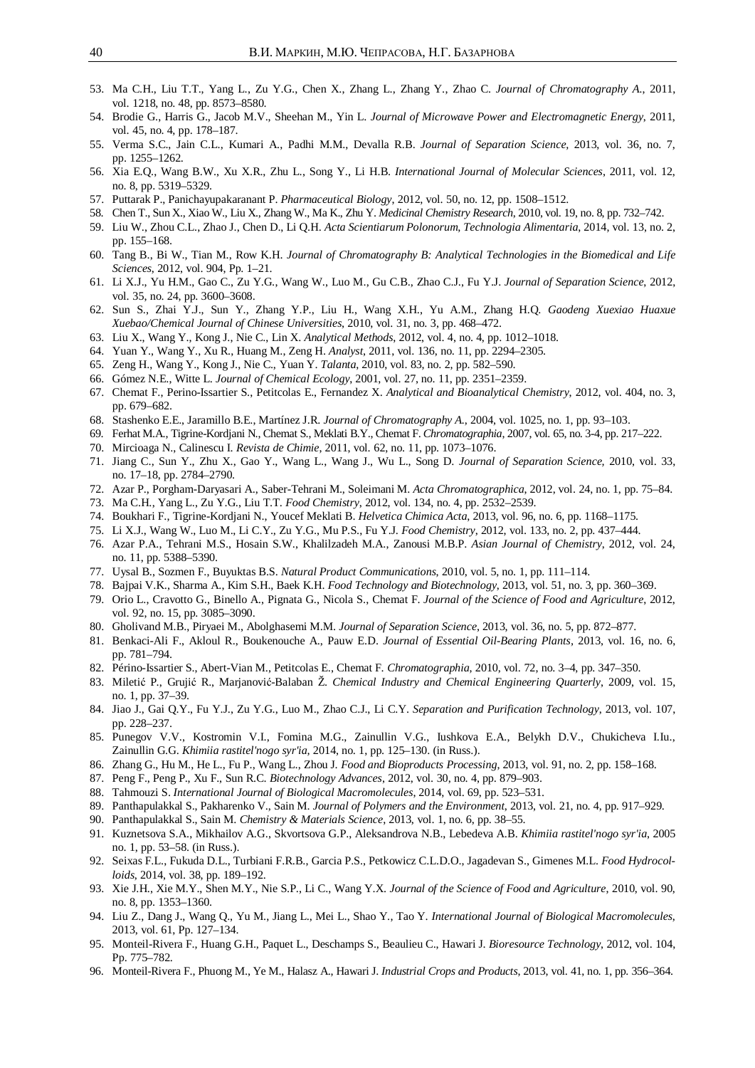53. Ma C.H., Liu T.T., Yang L., Zu Y.G., Chen X., Zhang L., Zhang Y., Zhao C. *Journal of Chromatography A.*, 2011, vol. 1218, no. 48, pp. 8573–8580.
54. Brodie G., Harris G., Jacob M.V., Sheehan M., Yin L. *Journal of Microwave Power and Electromagnetic Energy*, 2011, vol. 45, no. 4, pp. 178–187.
55. Verma S.C., Jain C.L., Kumari A., Padhi M.M., Devalla R.B. *Journal of Separation Science*, 2013, vol. 36, no. 7, pp. 1255–1262.
56. Xia E.Q., Wang B.W., Xu X.R., Zhu L., Song Y., Li H.B. *International Journal of Molecular Sciences*, 2011, vol. 12, no. 8, pp. 5319–5329.
57. Puttarak P., Panichayupakaranant P. *Pharmaceutical Biology*, 2012, vol. 50, no. 12, pp. 1508–1512.
58. Chen T., Sun X., Xiao W., Liu X., Zhang W., Ma K., Zhu Y. *Medicinal Chemistry Research*, 2010, vol. 19, no. 8, pp. 732–742.
59. Liu W., Zhou C.L., Zhao J., Chen D., Li Q.H. *Acta Scientiarum Polonorum, Technologia Alimentaria*, 2014, vol. 13, no. 2, pp. 155–168.
60. Tang B., Bi W., Tian M., Row K.H. *Journal of Chromatography B: Analytical Technologies in the Biomedical and Life Sciences*, 2012, vol. 904, Pp. 1–21.
61. Li X.J., Yu H.M., Gao C., Zu Y.G., Wang W., Luo M., Gu C.B., Zhao C.J., Fu Y.J. *Journal of Separation Science*, 2012, vol. 35, no. 24, pp. 3600–3608.
62. Sun S., Zhai Y.J., Sun Y., Zhang Y.P., Liu H., Wang X.H., Yu A.M., Zhang H.Q. *Gaodeng Xuexiao Huaxue Xuebao/Chemical Journal of Chinese Universities*, 2010, vol. 31, no. 3, pp. 468–472.
63. Liu X., Wang Y., Kong J., Nie C., Lin X. *Analytical Methods*, 2012, vol. 4, no. 4, pp. 1012–1018.
64. Yuan Y., Wang Y., Xu R., Huang M., Zeng H. *Analyst*, 2011, vol. 136, no. 11, pp. 2294–2305.
65. Zeng H., Wang Y., Kong J., Nie C., Yuan Y. *Talanta*, 2010, vol. 83, no. 2, pp. 582–590.
66. Gómez N.E., Witte L. *Journal of Chemical Ecology*, 2001, vol. 27, no. 11, pp. 2351–2359.
67. Chemat F., Perino-Issartier S., Petitcolas E., Fernandez X. *Analytical and Bioanalytical Chemistry*, 2012, vol. 404, no. 3, pp. 679–682.
68. Stashenko E.E., Jaramillo B.E., Martínez J.R. *Journal of Chromatography A.*, 2004, vol. 1025, no. 1, pp. 93–103.
69. Ferhat M.A., Tigrine-Kordjani N., Chemat S., Meklati B.Y., Chemat F. *Chromatographia*, 2007, vol. 65, no. 3-4, pp. 217–222.
70. Mircioaga N., Calinescu I. *Revista de Chimie*, 2011, vol. 62, no. 11, pp. 1073–1076.
71. Jiang C., Sun Y., Zhu X., Gao Y., Wang L., Wang J., Wu L., Song D. *Journal of Separation Science*, 2010, vol. 33, no. 17–18, pp. 2784–2790.
72. Azar P., Porgham-Daryasari A., Saber-Tehrani M., Soleimani M. *Acta Chromatographica*, 2012, vol. 24, no. 1, pp. 75–84.
73. Ma C.H., Yang L., Zu Y.G., Liu T.T. *Food Chemistry*, 2012, vol. 134, no. 4, pp. 2532–2539.
74. Boukhari F., Tigrine-Kordjani N., Youcef Meklati B. *Helvetica Chimica Acta*, 2013, vol. 96, no. 6, pp. 1168–1175.
75. Li X.J., Wang W., Luo M., Li C.Y., Zu Y.G., Mu P.S., Fu Y.J. *Food Chemistry*, 2012, vol. 133, no. 2, pp. 437–444.
76. Azar P.A., Tehrani M.S., Hosain S.W., Khalilzadeh M.A., Zanousi M.B.P. *Asian Journal of Chemistry*, 2012, vol. 24, no. 11, pp. 5388–5390.
77. Uysal B., Sozmen F., Buyuktas B.S. *Natural Product Communications*, 2010, vol. 5, no. 1, pp. 111–114.
78. Bajpai V.K., Sharma A., Kim S.H., Baek K.H. *Food Technology and Biotechnology*, 2013, vol. 51, no. 3, pp. 360–369.
79. Orio L., Cravotto G., Binello A., Pignata G., Nicola S., Chemat F. *Journal of the Science of Food and Agriculture*, 2012, vol. 92, no. 15, pp. 3085–3090.
80. Gholivand M.B., Piryaei M., Abolghasemi M.M. *Journal of Separation Science*, 2013, vol. 36, no. 5, pp. 872–877.
81. Benkaci-Ali F., Akloul R., Boukenouche A., Pauw E.D. *Journal of Essential Oil-Bearing Plants*, 2013, vol. 16, no. 6, pp. 781–794.
82. Périno-Issartier S., Abert-Vian M., Petitcolas E., Chemat F. *Chromatographia*, 2010, vol. 72, no. 3–4, pp. 347–350.
83. Miletić P., Grujić R., Marjanović-Balaban Ž. *Chemical Industry and Chemical Engineering Quarterly*, 2009, vol. 15, no. 1, pp. 37–39.
84. Jiao J., Gai Q.Y., Fu Y.J., Zu Y.G., Luo M., Zhao C.J., Li C.Y. *Separation and Purification Technology*, 2013, vol. 107, pp. 228–237.
85. Punegov V.V., Kostromin V.I., Fomina M.G., Zainullin V.G., Iushkova E.A., Belykh D.V., Chukicheva I.Iu., Zainullin G.G. *Khimiia rastitel'nogo syr'ia*, 2014, no. 1, pp. 125–130. (in Russ.).
86. Zhang G., Hu M., He L., Fu P., Wang L., Zhou J. *Food and Bioproducts Processing*, 2013, vol. 91, no. 2, pp. 158–168.
87. Peng F., Peng P., Xu F., Sun R.C. *Biotechnology Advances*, 2012, vol. 30, no. 4, pp. 879–903.
88. Tahmouzi S. *International Journal of Biological Macromolecules*, 2014, vol. 69, pp. 523–531.
89. Panthapulakkal S., Pakharenko V., Sain M. *Journal of Polymers and the Environment*, 2013, vol. 21, no. 4, pp. 917–929.
90. Panthapulakkal S., Sain M. *Chemistry & Materials Science*, 2013, vol. 1, no. 6, pp. 38–55.
91. Kuznetsova S.A., Mikhailov A.G., Skvortsova G.P., Aleksandrova N.B., Lebedeva A.B. *Khimiia rastitel'nogo syr'ia*, 2005 no. 1, pp. 53–58. (in Russ.).
92. Seixas F.L., Fukuda D.L., Turbiani F.R.B., Garcia P.S., Petkowicz C.L.D.O., Jagadevan S., Gimenes M.L. *Food Hydrocolloids*, 2014, vol. 38, pp. 189–192.
93. Xie J.H., Xie M.Y., Shen M.Y., Nie S.P., Li C., Wang Y.X. *Journal of the Science of Food and Agriculture*, 2010, vol. 90, no. 8, pp. 1353–1360.
94. Liu Z., Dang J., Wang Q., Yu M., Jiang L., Mei L., Shao Y., Tao Y. *International Journal of Biological Macromolecules*, 2013, vol. 61, Pp. 127–134.
95. Monteil-Rivera F., Huang G.H., Paquet L., Deschamps S., Beaulieu C., Hawari J. *Bioresource Technology*, 2012, vol. 104, Pp. 775–782.
96. Monteil-Rivera F., Phuong M., Ye M., Halasz A., Hawari J. *Industrial Crops and Products*, 2013, vol. 41, no. 1, pp. 356–364.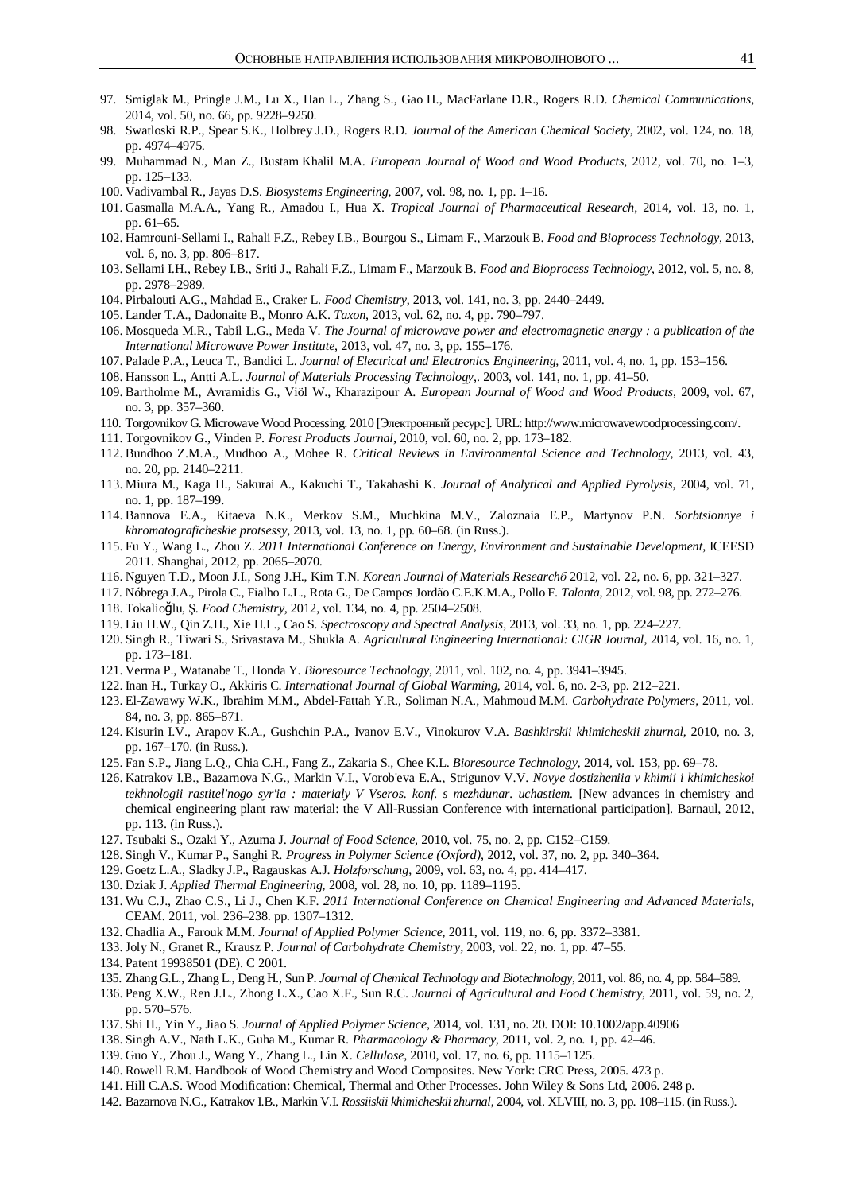97. Smiglak M., Pringle J.M., Lu X., Han L., Zhang S., Gao H., MacFarlane D.R., Rogers R.D. *Chemical Communications*, 2014, vol. 50, no. 66, pp. 9228–9250.
98. Swatloski R.P., Spear S.K., Holbrey J.D., Rogers R.D. *Journal of the American Chemical Society*, 2002, vol. 124, no. 18, pp. 4974–4975.
99. Muhammad N., Man Z., Bustam Khalil M.A. *European Journal of Wood and Wood Products*, 2012, vol. 70, no. 1–3, pp. 125–133.
100. Vadivambal R., Jayas D.S. *Biosystems Engineering*, 2007, vol. 98, no. 1, pp. 1–16.
101. Gasmalla M.A.A., Yang R., Amadou I., Hua X. *Tropical Journal of Pharmaceutical Research*, 2014, vol. 13, no. 1, pp. 61–65.
102. Hamrouni-Sellami I., Rahali F.Z., Rebey I.B., Bourgou S., Limam F., Marzouk B. *Food and Bioprocess Technology*, 2013, vol. 6, no. 3, pp. 806–817.
103. Sellami I.H., Rebey I.B., Sriti J., Rahali F.Z., Limam F., Marzouk B. *Food and Bioprocess Technology*, 2012, vol. 5, no. 8, pp. 2978–2989.
104. Pirbalouti A.G., Mahdad E., Craker L. *Food Chemistry*, 2013, vol. 141, no. 3, pp. 2440–2449.
105. Lander T.A., Dadonaite B., Monro A.K. *Taxon*, 2013, vol. 62, no. 4, pp. 790–797.
106. Mosqueda M.R., Tabil L.G., Meda V. *The Journal of microwave power and electromagnetic energy : a publication of the International Microwave Power Institute*, 2013, vol. 47, no. 3, pp. 155–176.
107. Palade P.A., Leuca T., Bandici L. *Journal of Electrical and Electronics Engineering*, 2011, vol. 4, no. 1, pp. 153–156.
108. Hansson L., Antti A.L. *Journal of Materials Processing Technology*,. 2003, vol. 141, no. 1, pp. 41–50.
109. Bartholme M., Avramidis G., Viöl W., Kharazipour A. *European Journal of Wood and Wood Products*, 2009, vol. 67, no. 3, pp. 357–360.
110. Torgovnikov G. Microwave Wood Processing. 2010 [Электронный ресурс]. URL: http://www.microwavewoodprocessing.com/.
111. Torgovnikov G., Vinden P. *Forest Products Journal*, 2010, vol. 60, no. 2, pp. 173–182.
112. Bundhoo Z.M.A., Mudhoo A., Mohee R. *Critical Reviews in Environmental Science and Technology*, 2013, vol. 43, no. 20, pp. 2140–2211.
113. Miura M., Kaga H., Sakurai A., Kakuchi T., Takahashi K. *Journal of Analytical and Applied Pyrolysis*, 2004, vol. 71, no. 1, pp. 187–199.
114. Bannova E.A., Kitaeva N.K., Merkov S.M., Muchkina M.V., Zaloznaia E.P., Martynov P.N. *Sorbtsionnye i khromatograficheskie protsessy*, 2013, vol. 13, no. 1, pp. 60–68. (in Russ.).
115. Fu Y., Wang L., Zhou Z. *2011 International Conference on Energy, Environment and Sustainable Development*, ICEESD 2011. Shanghai, 2012, pp. 2065–2070.
116. Nguyen T.D., Moon J.I., Song J.H., Kim T.N. *Korean Journal of Materials Researchő* 2012, vol. 22, no. 6, pp. 321–327.
117. Nóbrega J.A., Pirola C., Fialho L.L., Rota G., De Campos Jordão C.E.K.M.A., Pollo F. *Talanta*, 2012, vol. 98, pp. 272–276.
118. Tokalioğlu, Ş. *Food Chemistry*, 2012, vol. 134, no. 4, pp. 2504–2508.
119. Liu H.W., Qin Z.H., Xie H.L., Cao S. *Spectroscopy and Spectral Analysis*, 2013, vol. 33, no. 1, pp. 224–227.
120. Singh R., Tiwari S., Srivastava M., Shukla A. *Agricultural Engineering International: CIGR Journal*, 2014, vol. 16, no. 1, pp. 173–181.
121. Verma P., Watanabe T., Honda Y. *Bioresource Technology*, 2011, vol. 102, no. 4, pp. 3941–3945.
122. Inan H., Turkay O., Akkiris C. *International Journal of Global Warming*, 2014, vol. 6, no. 2-3, pp. 212–221.
123. El-Zawawy W.K., Ibrahim M.M., Abdel-Fattah Y.R., Soliman N.A., Mahmoud M.M. *Carbohydrate Polymers*, 2011, vol. 84, no. 3, pp. 865–871.
124. Kisurin I.V., Arapov K.A., Gushchin P.A., Ivanov E.V., Vinokurov V.A. *Bashkirskii khimicheskii zhurnal*, 2010, no. 3, pp. 167–170. (in Russ.).
125. Fan S.P., Jiang L.Q., Chia C.H., Fang Z., Zakaria S., Chee K.L. *Bioresource Technology*, 2014, vol. 153, pp. 69–78.
126. Katrakov I.B., Bazarnova N.G., Markin V.I., Vorob'eva E.A., Strigunov V.V. *Novye dostizheniia v khimii i khimicheskoi tekhnologii rastitel'nogo syr'ia : materialy V Vseros. konf. s mezhdunar. uchastiem.* [New advances in chemistry and chemical engineering plant raw material: the V All-Russian Conference with international participation]. Barnaul, 2012, pp. 113. (in Russ.).
127. Tsubaki S., Ozaki Y., Azuma J. *Journal of Food Science*, 2010, vol. 75, no. 2, pp. C152–C159.
128. Singh V., Kumar P., Sanghi R. *Progress in Polymer Science (Oxford)*, 2012, vol. 37, no. 2, pp. 340–364.
129. Goetz L.A., Sladky J.P., Ragauskas A.J. *Holzforschung*, 2009, vol. 63, no. 4, pp. 414–417.
130. Dziak J. *Applied Thermal Engineering*, 2008, vol. 28, no. 10, pp. 1189–1195.
131. Wu C.J., Zhao C.S., Li J., Chen K.F. *2011 International Conference on Chemical Engineering and Advanced Materials*, CEAM. 2011, vol. 236–238. pp. 1307–1312.
132. Chadlia A., Farouk M.M. *Journal of Applied Polymer Science*, 2011, vol. 119, no. 6, pp. 3372–3381.
133. Joly N., Granet R., Krausz P. *Journal of Carbohydrate Chemistry*, 2003, vol. 22, no. 1, pp. 47–55.
134. Patent 19938501 (DE). C 2001.
135. Zhang G.L., Zhang L., Deng H., Sun P. *Journal of Chemical Technology and Biotechnology*, 2011, vol. 86, no. 4, pp. 584–589.
136. Peng X.W., Ren J.L., Zhong L.X., Cao X.F., Sun R.C. *Journal of Agricultural and Food Chemistry*, 2011, vol. 59, no. 2, pp. 570–576.
137. Shi H., Yin Y., Jiao S. *Journal of Applied Polymer Science*, 2014, vol. 131, no. 20. DOI: 10.1002/app.40906
138. Singh A.V., Nath L.K., Guha M., Kumar R. *Pharmacology & Pharmacy*, 2011, vol. 2, no. 1, pp. 42–46.
139. Guo Y., Zhou J., Wang Y., Zhang L., Lin X. *Cellulose*, 2010, vol. 17, no. 6, pp. 1115–1125.
140. Rowell R.M. Handbook of Wood Chemistry and Wood Composites. New York: CRC Press, 2005. 473 p.
141. Hill C.A.S. Wood Modification: Chemical, Thermal and Other Processes. John Wiley & Sons Ltd, 2006. 248 p.
142. Bazarnova N.G., Katrakov I.B., Markin V.I. *Rossiiskii khimicheskii zhurnal*, 2004, vol. XLVIII, no. 3, pp. 108–115. (in Russ.).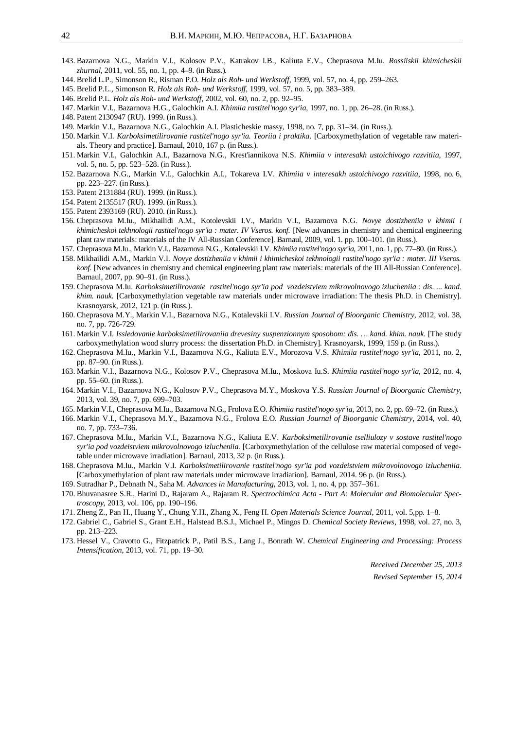143. Bazarnova N.G., Markin V.I., Kolosov P.V., Katrakov I.B., Kaliuta E.V., Cheprasova M.Iu. *Rossiiskii khimicheskii zhurnal*, 2011, vol. 55, no. 1, pp. 4–9. (in Russ.).
144. Brelid L.P., Simonson R., Risman P.O. *Holz als Roh- und Werkstoff*, 1999, vol. 57, no. 4, pp. 259–263.
145. Brelid P.L., Simonson R. *Holz als Roh- und Werkstoff*, 1999, vol. 57, no. 5, pp. 383–389.
146. Brelid P.L. *Holz als Roh- und Werkstoff*, 2002, vol. 60, no. 2, pp. 92–95.
147. Markin V.I., Bazarnova H.G., Galochkin A.I. *Khimiia rastitel'nogo syr'ia*, 1997, no. 1, pp. 26–28. (in Russ.).
148. Patent 2130947 (RU). 1999. (in Russ.).
149. Markin V.I., Bazarnova N.G., Galochkin A.I. Plasticheskie massy, 1998, no. 7, pp. 31–34. (in Russ.).
150. Markin V.I. *Karboksimetilirovanie rastitel'nogo syr'ia. Teoriia i praktika*. [Carboxymethylation of vegetable raw materials. Theory and practice]. Barnaul, 2010, 167 p. (in Russ.).
151. Markin V.I., Galochkin A.I., Bazarnova N.G., Krest'iannikova N.S. *Khimiia v interesakh ustoichivogo razvitiia*, 1997, vol. 5, no. 5, pp. 523–528. (in Russ.).
152. Bazarnova N.G., Markin V.I., Galochkin A.I., Tokareva I.V. *Khimiia v interesakh ustoichivogo razvitiia*, 1998, no. 6, pp. 223–227. (in Russ.).
153. Patent 2131884 (RU). 1999. (in Russ.).
154. Patent 2135517 (RU). 1999. (in Russ.).
155. Patent 2393169 (RU). 2010. (in Russ.).
156. Cheprasova M.Iu., Mikhailidi A.M., Kotolevskii I.V., Markin V.I., Bazarnova N.G. *Novye dostizheniia v khimii i khimicheskoi tekhnologii rastitel'nogo syr'ia : mater. IV Vseros. konf.* [New advances in chemistry and chemical engineering plant raw materials: materials of the IV All-Russian Conference]. Barnaul, 2009, vol. 1. pp. 100–101. (in Russ.).
157. Cheprasova M.Iu., Markin V.I., Bazarnova N.G., Kotalevskii I.V. *Khimiia rastitel'nogo syr'ia*, 2011, no. 1, pp. 77–80. (in Russ.).
158. Mikhailidi A.M., Markin V.I. *Novye dostizheniia v khimii i khimicheskoi tekhnologii rastitel'nogo syr'ia : mater. III Vseros. konf.* [New advances in chemistry and chemical engineering plant raw materials: materials of the III All-Russian Conference]. Barnaul, 2007, pp. 90–91. (in Russ.).
159. Cheprasova M.Iu. *Karboksimetilirovanie rastitel'nogo syr'ia pod vozdeistviem mikrovolnovogo izlucheniia : dis. ... kand. khim. nauk.* [Carboxymethylation vegetable raw materials under microwave irradiation: The thesis Ph.D. in Chemistry]. Krasnoyarsk, 2012, 121 p. (in Russ.).
160. Cheprasova M.Y., Markin V.I., Bazarnova N.G., Kotalevskii I.V. *Russian Journal of Bioorganic Chemistry*, 2012, vol. 38, no. 7, pp. 726-729.
161. Markin V.I. *Issledovanie karboksimetilirovaniia drevesiny suspenzionnym sposobom: dis. … kand. khim. nauk.* [The study carboxymethylation wood slurry process: the dissertation Ph.D. in Chemistry]. Krasnoyarsk, 1999, 159 p. (in Russ.).
162. Cheprasova M.Iu., Markin V.I., Bazarnova N.G., Kaliuta E.V., Morozova V.S. *Khimiia rastitel'nogo syr'ia*, 2011, no. 2, pp. 87–90. (in Russ.).
163. Markin V.I., Bazarnova N.G., Kolosov P.V., Cheprasova M.Iu., Moskova Iu.S. *Khimiia rastitel'nogo syr'ia*, 2012, no. 4, pp. 55–60. (in Russ.).
164. Markin V.I., Bazarnova N.G., Kolosov P.V., Cheprasova M.Y., Moskova Y.S. *Russian Journal of Bioorganic Chemistry*, 2013, vol. 39, no. 7, pp. 699–703.
165. Markin V.I., Cheprasova M.Iu., Bazarnova N.G., Frolova E.O. *Khimiia rastitel'nogo syr'ia*, 2013, no. 2, pp. 69–72. (in Russ.).
166. Markin V.I., Cheprasova M.Y., Bazarnova N.G., Frolova E.O. *Russian Journal of Bioorganic Chemistry*, 2014, vol. 40, no. 7, pp. 733–736.
167. Cheprasova M.Iu., Markin V.I., Bazarnova N.G., Kaliuta E.V. *Karboksimetilirovanie tselliulozy v sostave rastitel'nogo syr'ia pod vozdeistviem mikrovolnovogo izlucheniia.* [Carboxymethylation of the cellulose raw material composed of vegetable under microwave irradiation]. Barnaul, 2013, 32 p. (in Russ.).
168. Cheprasova M.Iu., Markin V.I. *Karboksimetilirovanie rastitel'nogo syr'ia pod vozdeistviem mikrovolnovogo izlucheniia*. [Carboxymethylation of plant raw materials under microwave irradiation]. Barnaul, 2014. 96 p. (in Russ.).
169. Sutradhar P., Debnath N., Saha M. *Advances in Manufacturing*, 2013, vol. 1, no. 4, pp. 357–361.
170. Bhuvanasree S.R., Harini D., Rajaram A., Rajaram R. *Spectrochimica Acta - Part A: Molecular and Biomolecular Spectroscopy*, 2013, vol. 106, pp. 190–196.
171. Zheng Z., Pan H., Huang Y., Chung Y.H., Zhang X., Feng H. *Open Materials Science Journal*, 2011, vol. 5,pp. 1–8.
172. Gabriel C., Gabriel S., Grant E.H., Halstead B.S.J., Michael P., Mingos D. *Chemical Society Reviews*, 1998, vol. 27, no. 3, pp. 213–223.
173. Hessel V., Cravotto G., Fitzpatrick P., Patil B.S., Lang J., Bonrath W. *Chemical Engineering and Processing: Process Intensification*, 2013, vol. 71, pp. 19–30.

*Received December 25, 2013*

*Revised September 15, 2014*